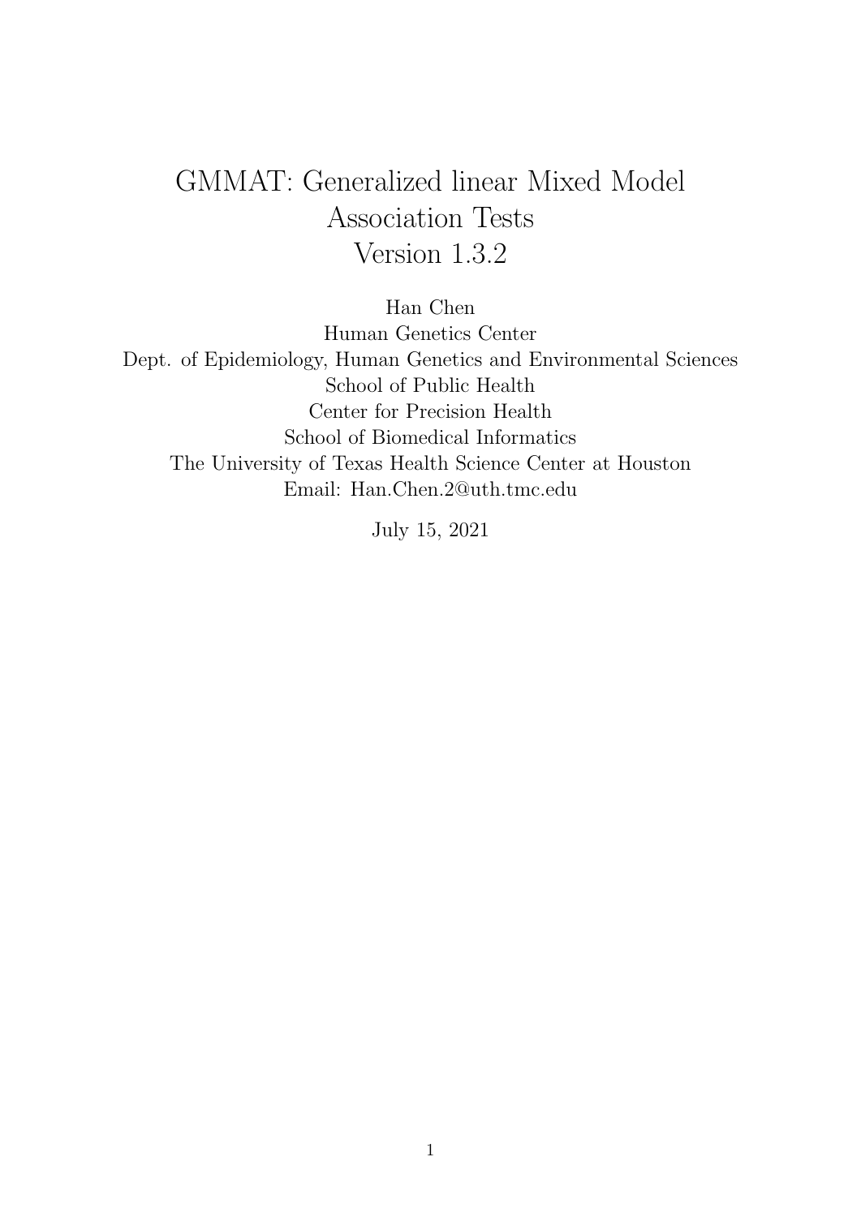# GMMAT: Generalized linear Mixed Model Association Tests
# Version 1.3.2

Han Chen
Human Genetics Center
Dept. of Epidemiology, Human Genetics and Environmental Sciences
School of Public Health
Center for Precision Health
School of Biomedical Informatics
The University of Texas Health Science Center at Houston
Email: Han.Chen.2@uth.tmc.edu

July 15, 2021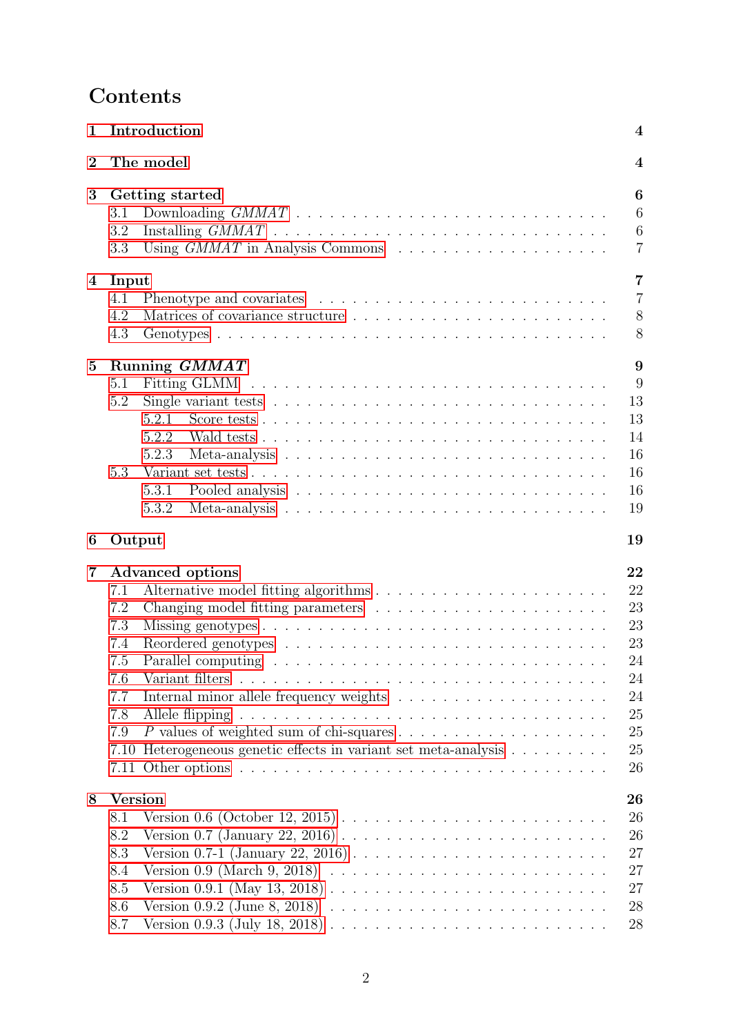# Contents

**1 Introduction** **4**

**2 The model** **4**

**3 Getting started** **6**
- 3.1 Downloading *GMMAT* . . . . . 6
- 3.2 Installing *GMMAT* . . . . . 6
- 3.3 Using *GMMAT* in Analysis Commons . . . . . 7

**4 Input** **7**
- 4.1 Phenotype and covariates . . . . . 7
- 4.2 Matrices of covariance structure . . . . . 8
- 4.3 Genotypes . . . . . 8

**5 Running *GMMAT*** **9**
- 5.1 Fitting GLMM . . . . . 9
- 5.2 Single variant tests . . . . . 13
  - 5.2.1 Score tests . . . . . 13
  - 5.2.2 Wald tests . . . . . 14
  - 5.2.3 Meta-analysis . . . . . 16
- 5.3 Variant set tests . . . . . 16
  - 5.3.1 Pooled analysis . . . . . 16
  - 5.3.2 Meta-analysis . . . . . 19

**6 Output** **19**

**7 Advanced options** **22**
- 7.1 Alternative model fitting algorithms . . . . . 22
- 7.2 Changing model fitting parameters . . . . . 23
- 7.3 Missing genotypes . . . . . 23
- 7.4 Reordered genotypes . . . . . 23
- 7.5 Parallel computing . . . . . 24
- 7.6 Variant filters . . . . . 24
- 7.7 Internal minor allele frequency weights . . . . . 24
- 7.8 Allele flipping . . . . . 25
- 7.9 *P* values of weighted sum of chi-squares . . . . . 25
- 7.10 Heterogeneous genetic effects in variant set meta-analysis . . . . . 25
- 7.11 Other options . . . . . 26

**8 Version** **26**
- 8.1 Version 0.6 (October 12, 2015) . . . . . 26
- 8.2 Version 0.7 (January 22, 2016) . . . . . 26
- 8.3 Version 0.7-1 (January 22, 2016) . . . . . 27
- 8.4 Version 0.9 (March 9, 2018) . . . . . 27
- 8.5 Version 0.9.1 (May 13, 2018) . . . . . 27
- 8.6 Version 0.9.2 (June 8, 2018) . . . . . 28
- 8.7 Version 0.9.3 (July 18, 2018) . . . . . 28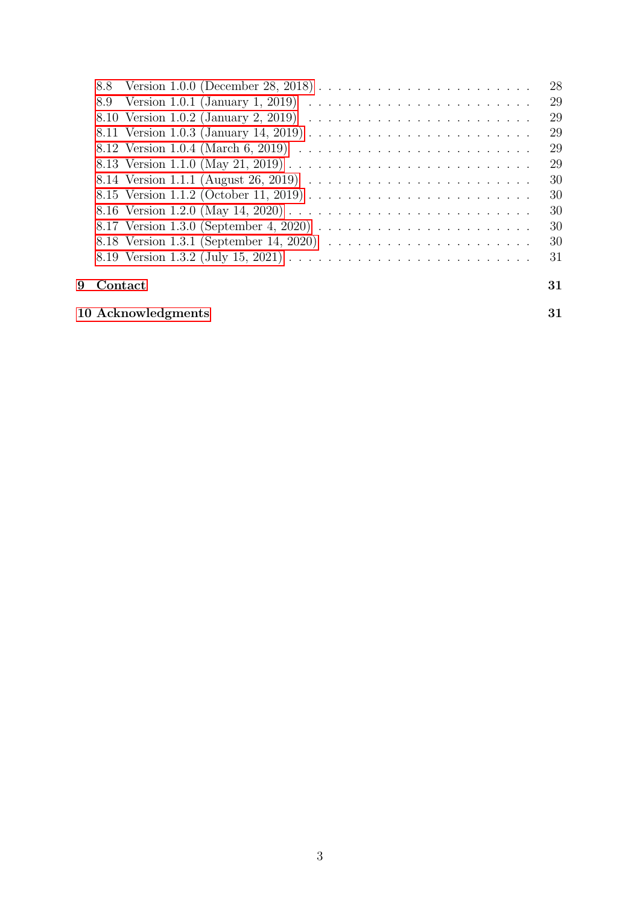- 8.8 Version 1.0.0 (December 28, 2018) . . . . . . . . . . . . . . . . . . . . . . 28
- 8.9 Version 1.0.1 (January 1, 2019) . . . . . . . . . . . . . . . . . . . . . . 29
- 8.10 Version 1.0.2 (January 2, 2019) . . . . . . . . . . . . . . . . . . . . . . 29
- 8.11 Version 1.0.3 (January 14, 2019) . . . . . . . . . . . . . . . . . . . . . . 29
- 8.12 Version 1.0.4 (March 6, 2019) . . . . . . . . . . . . . . . . . . . . . . 29
- 8.13 Version 1.1.0 (May 21, 2019) . . . . . . . . . . . . . . . . . . . . . . 29
- 8.14 Version 1.1.1 (August 26, 2019) . . . . . . . . . . . . . . . . . . . . . . 30
- 8.15 Version 1.1.2 (October 11, 2019) . . . . . . . . . . . . . . . . . . . . . . 30
- 8.16 Version 1.2.0 (May 14, 2020) . . . . . . . . . . . . . . . . . . . . . . 30
- 8.17 Version 1.3.0 (September 4, 2020) . . . . . . . . . . . . . . . . . . . . . . 30
- 8.18 Version 1.3.1 (September 14, 2020) . . . . . . . . . . . . . . . . . . . . . . 30
- 8.19 Version 1.3.2 (July 15, 2021) . . . . . . . . . . . . . . . . . . . . . . 31

**9 Contact** **31**

**10 Acknowledgments** **31**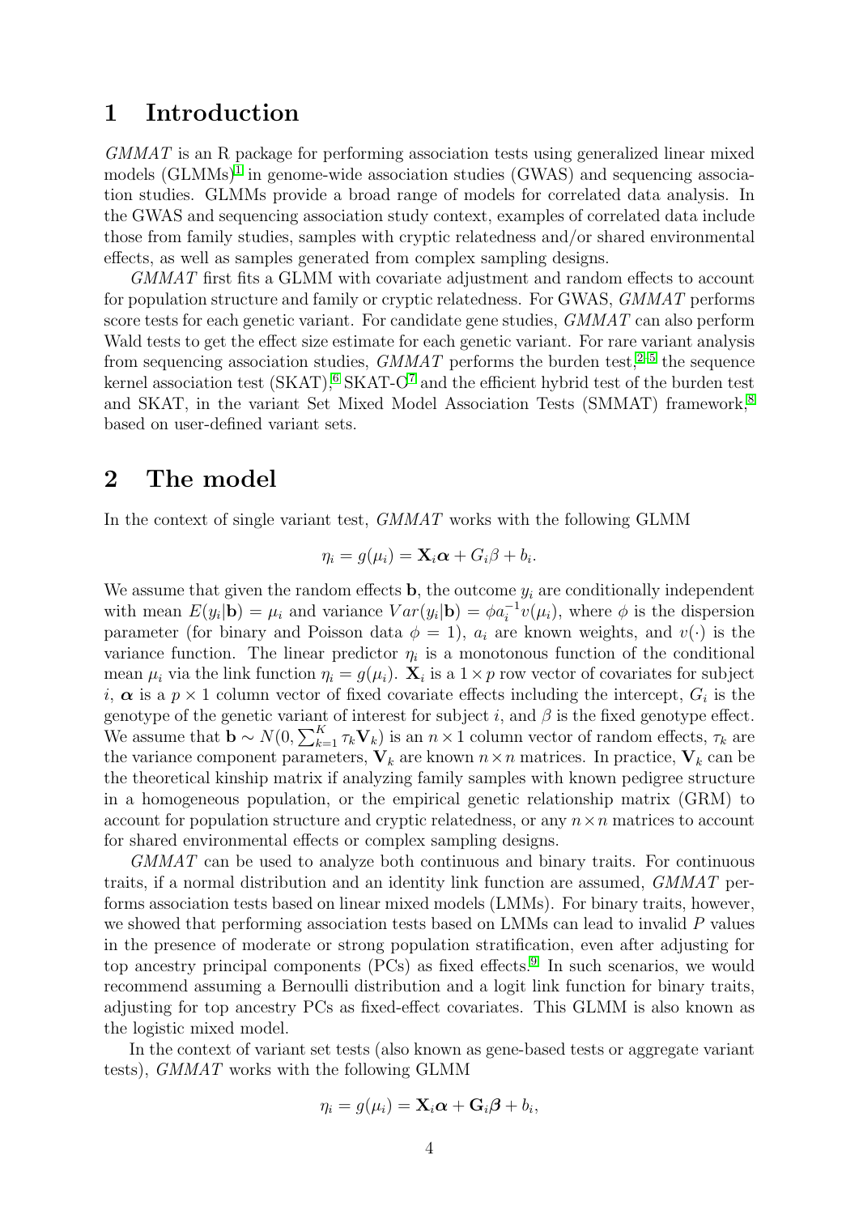# 1 Introduction

*GMMAT* is an R package for performing association tests using generalized linear mixed models (GLMMs)[1] in genome-wide association studies (GWAS) and sequencing association studies. GLMMs provide a broad range of models for correlated data analysis. In the GWAS and sequencing association study context, examples of correlated data include those from family studies, samples with cryptic relatedness and/or shared environmental effects, as well as samples generated from complex sampling designs.

*GMMAT* first fits a GLMM with covariate adjustment and random effects to account for population structure and family or cryptic relatedness. For GWAS, *GMMAT* performs score tests for each genetic variant. For candidate gene studies, *GMMAT* can also perform Wald tests to get the effect size estimate for each genetic variant. For rare variant analysis from sequencing association studies, *GMMAT* performs the burden test,[2–5] the sequence kernel association test (SKAT),[6] SKAT-O[7] and the efficient hybrid test of the burden test and SKAT, in the variant Set Mixed Model Association Tests (SMMAT) framework,[8] based on user-defined variant sets.

# 2 The model

In the context of single variant test, *GMMAT* works with the following GLMM

$$\eta_i = g(\mu_i) = \mathbf{X}_i \boldsymbol{\alpha} + G_i \beta + b_i.$$

We assume that given the random effects $\mathbf{b}$, the outcome $y_i$ are conditionally independent with mean $E(y_i|\mathbf{b}) = \mu_i$ and variance $Var(y_i|\mathbf{b}) = \phi a_i^{-1} v(\mu_i)$, where $\phi$ is the dispersion parameter (for binary and Poisson data $\phi = 1$), $a_i$ are known weights, and $v(\cdot)$ is the variance function. The linear predictor $\eta_i$ is a monotonous function of the conditional mean $\mu_i$ via the link function $\eta_i = g(\mu_i)$. $\mathbf{X}_i$ is a $1 \times p$ row vector of covariates for subject $i$, $\boldsymbol{\alpha}$ is a $p \times 1$ column vector of fixed covariate effects including the intercept, $G_i$ is the genotype of the genetic variant of interest for subject $i$, and $\beta$ is the fixed genotype effect. We assume that $\mathbf{b} \sim N(0, \sum_{k=1}^{K} \tau_k \mathbf{V}_k)$ is an $n \times 1$ column vector of random effects, $\tau_k$ are the variance component parameters, $\mathbf{V}_k$ are known $n \times n$ matrices. In practice, $\mathbf{V}_k$ can be the theoretical kinship matrix if analyzing family samples with known pedigree structure in a homogeneous population, or the empirical genetic relationship matrix (GRM) to account for population structure and cryptic relatedness, or any $n \times n$ matrices to account for shared environmental effects or complex sampling designs.

*GMMAT* can be used to analyze both continuous and binary traits. For continuous traits, if a normal distribution and an identity link function are assumed, *GMMAT* performs association tests based on linear mixed models (LMMs). For binary traits, however, we showed that performing association tests based on LMMs can lead to invalid $P$ values in the presence of moderate or strong population stratification, even after adjusting for top ancestry principal components (PCs) as fixed effects.[9] In such scenarios, we would recommend assuming a Bernoulli distribution and a logit link function for binary traits, adjusting for top ancestry PCs as fixed-effect covariates. This GLMM is also known as the logistic mixed model.

In the context of variant set tests (also known as gene-based tests or aggregate variant tests), *GMMAT* works with the following GLMM

$$\eta_i = g(\mu_i) = \mathbf{X}_i \boldsymbol{\alpha} + \mathbf{G}_i \boldsymbol{\beta} + b_i,$$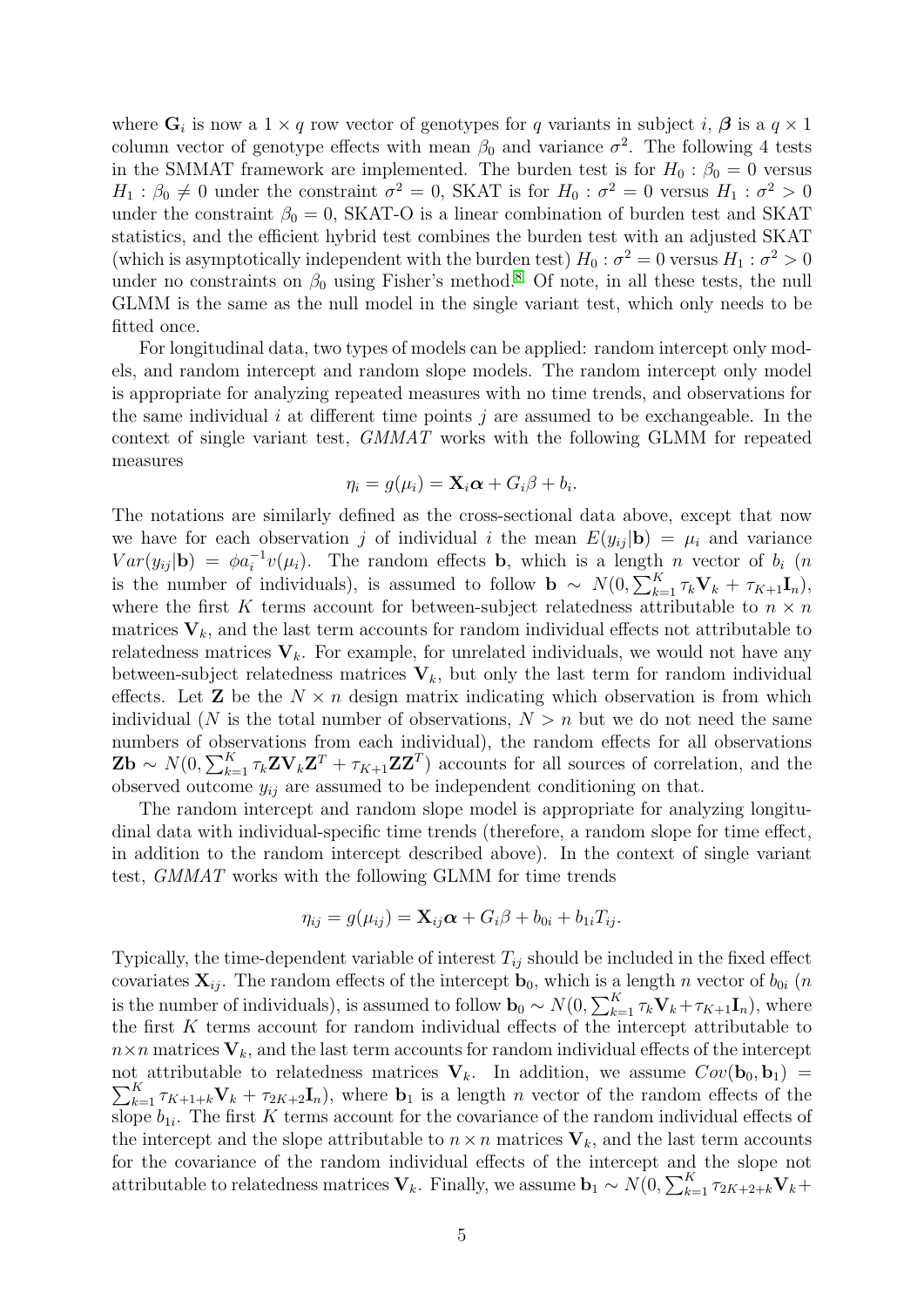where $\mathbf{G}_i$ is now a $1 \times q$ row vector of genotypes for $q$ variants in subject $i$, $\boldsymbol{\beta}$ is a $q \times 1$ column vector of genotype effects with mean $\beta_0$ and variance $\sigma^2$. The following 4 tests in the SMMAT framework are implemented. The burden test is for $H_0 : \beta_0 = 0$ versus $H_1 : \beta_0 \neq 0$ under the constraint $\sigma^2 = 0$, SKAT is for $H_0 : \sigma^2 = 0$ versus $H_1 : \sigma^2 > 0$ under the constraint $\beta_0 = 0$, SKAT-O is a linear combination of burden test and SKAT statistics, and the efficient hybrid test combines the burden test with an adjusted SKAT (which is asymptotically independent with the burden test) $H_0 : \sigma^2 = 0$ versus $H_1 : \sigma^2 > 0$ under no constraints on $\beta_0$ using Fisher's method.[8] Of note, in all these tests, the null GLMM is the same as the null model in the single variant test, which only needs to be fitted once.

For longitudinal data, two types of models can be applied: random intercept only models, and random intercept and random slope models. The random intercept only model is appropriate for analyzing repeated measures with no time trends, and observations for the same individual $i$ at different time points $j$ are assumed to be exchangeable. In the context of single variant test, *GMMAT* works with the following GLMM for repeated measures

$$\eta_i = g(\mu_i) = \mathbf{X}_i \boldsymbol{\alpha} + G_i \beta + b_i.$$

The notations are similarly defined as the cross-sectional data above, except that now we have for each observation $j$ of individual $i$ the mean $E(y_{ij}|\mathbf{b}) = \mu_i$ and variance $Var(y_{ij}|\mathbf{b}) = \phi a_i^{-1} v(\mu_i)$. The random effects $\mathbf{b}$, which is a length $n$ vector of $b_i$ ($n$ is the number of individuals), is assumed to follow $\mathbf{b} \sim N(0, \sum_{k=1}^{K} \tau_k \mathbf{V}_k + \tau_{K+1} \mathbf{I}_n)$, where the first $K$ terms account for between-subject relatedness attributable to $n \times n$ matrices $\mathbf{V}_k$, and the last term accounts for random individual effects not attributable to relatedness matrices $\mathbf{V}_k$. For example, for unrelated individuals, we would not have any between-subject relatedness matrices $\mathbf{V}_k$, but only the last term for random individual effects. Let $\mathbf{Z}$ be the $N \times n$ design matrix indicating which observation is from which individual ($N$ is the total number of observations, $N > n$ but we do not need the same numbers of observations from each individual), the random effects for all observations $\mathbf{Zb} \sim N(0, \sum_{k=1}^{K} \tau_k \mathbf{Z} \mathbf{V}_k \mathbf{Z}^T + \tau_{K+1} \mathbf{Z}\mathbf{Z}^T)$ accounts for all sources of correlation, and the observed outcome $y_{ij}$ are assumed to be independent conditioning on that.

The random intercept and random slope model is appropriate for analyzing longitudinal data with individual-specific time trends (therefore, a random slope for time effect, in addition to the random intercept described above). In the context of single variant test, *GMMAT* works with the following GLMM for time trends

$$\eta_{ij} = g(\mu_{ij}) = \mathbf{X}_{ij} \boldsymbol{\alpha} + G_i \beta + b_{0i} + b_{1i} T_{ij}.$$

Typically, the time-dependent variable of interest $T_{ij}$ should be included in the fixed effect covariates $\mathbf{X}_{ij}$. The random effects of the intercept $\mathbf{b}_0$, which is a length $n$ vector of $b_{0i}$ ($n$ is the number of individuals), is assumed to follow $\mathbf{b}_0 \sim N(0, \sum_{k=1}^{K} \tau_k \mathbf{V}_k + \tau_{K+1} \mathbf{I}_n)$, where the first $K$ terms account for random individual effects of the intercept attributable to $n \times n$ matrices $\mathbf{V}_k$, and the last term accounts for random individual effects of the intercept not attributable to relatedness matrices $\mathbf{V}_k$. In addition, we assume $Cov(\mathbf{b}_0, \mathbf{b}_1) = \sum_{k=1}^{K} \tau_{K+1+k} \mathbf{V}_k + \tau_{2K+2} \mathbf{I}_n)$, where $\mathbf{b}_1$ is a length $n$ vector of the random effects of the slope $b_{1i}$. The first $K$ terms account for the covariance of the random individual effects of the intercept and the slope attributable to $n \times n$ matrices $\mathbf{V}_k$, and the last term accounts for the covariance of the random individual effects of the intercept and the slope not attributable to relatedness matrices $\mathbf{V}_k$. Finally, we assume $\mathbf{b}_1 \sim N(0, \sum_{k=1}^{K} \tau_{2K+2+k} \mathbf{V}_k +$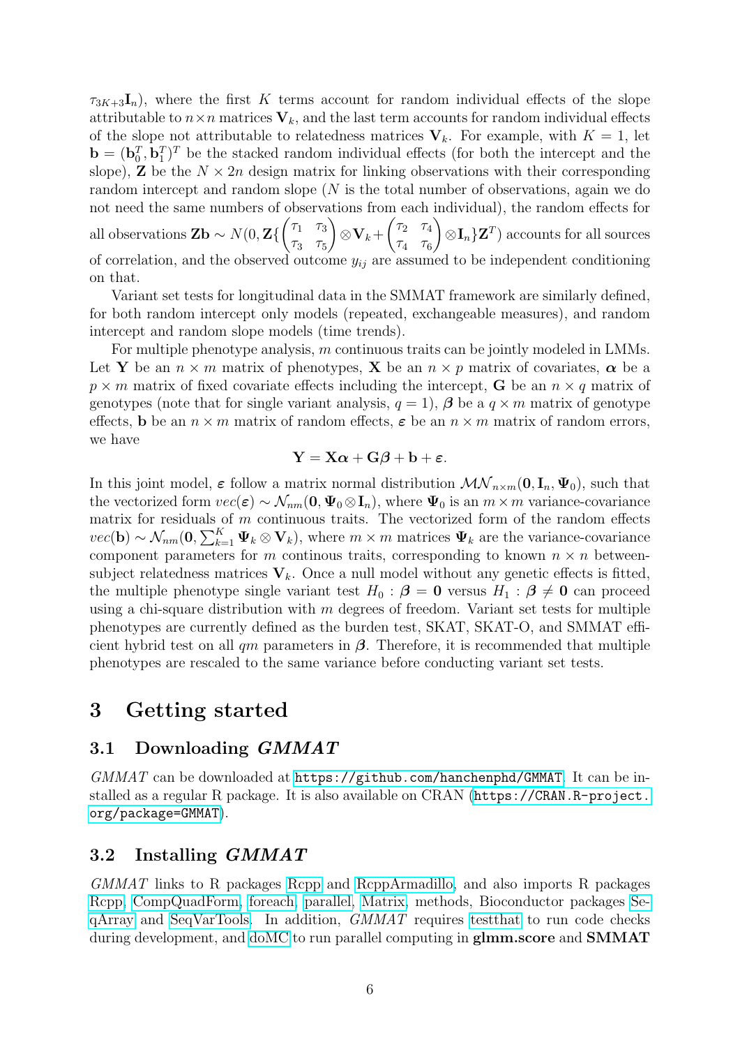$\tau_{3K+3}\mathbf{I}_n$), where the first $K$ terms account for random individual effects of the slope attributable to $n \times n$ matrices $\mathbf{V}_k$, and the last term accounts for random individual effects of the slope not attributable to relatedness matrices $\mathbf{V}_k$. For example, with $K = 1$, let $\mathbf{b} = (\mathbf{b}_0^T, \mathbf{b}_1^T)^T$ be the stacked random individual effects (for both the intercept and the slope), $\mathbf{Z}$ be the $N \times 2n$ design matrix for linking observations with their corresponding random intercept and random slope ($N$ is the total number of observations, again we do not need the same numbers of observations from each individual), the random effects for all observations $\mathbf{Zb} \sim N(0, \mathbf{Z}\{\begin{pmatrix} \tau_1 & \tau_3 \\ \tau_3 & \tau_5 \end{pmatrix} \otimes \mathbf{V}_k + \begin{pmatrix} \tau_2 & \tau_4 \\ \tau_4 & \tau_6 \end{pmatrix} \otimes \mathbf{I}_n\}\mathbf{Z}^T)$ accounts for all sources of correlation, and the observed outcome $y_{ij}$ are assumed to be independent conditioning on that.

Variant set tests for longitudinal data in the SMMAT framework are similarly defined, for both random intercept only models (repeated, exchangeable measures), and random intercept and random slope models (time trends).

For multiple phenotype analysis, $m$ continuous traits can be jointly modeled in LMMs. Let $\mathbf{Y}$ be an $n \times m$ matrix of phenotypes, $\mathbf{X}$ be an $n \times p$ matrix of covariates, $\boldsymbol{\alpha}$ be a $p \times m$ matrix of fixed covariate effects including the intercept, $\mathbf{G}$ be an $n \times q$ matrix of genotypes (note that for single variant analysis, $q = 1$), $\boldsymbol{\beta}$ be a $q \times m$ matrix of genotype effects, $\mathbf{b}$ be an $n \times m$ matrix of random effects, $\boldsymbol{\varepsilon}$ be an $n \times m$ matrix of random errors, we have

$$\mathbf{Y} = \mathbf{X}\boldsymbol{\alpha} + \mathbf{G}\boldsymbol{\beta} + \mathbf{b} + \boldsymbol{\varepsilon}.$$

In this joint model, $\boldsymbol{\varepsilon}$ follow a matrix normal distribution $\mathcal{MN}_{n \times m}(\mathbf{0}, \mathbf{I}_n, \boldsymbol{\Psi}_0)$, such that the vectorized form $vec(\boldsymbol{\varepsilon}) \sim \mathcal{N}_{nm}(\mathbf{0}, \boldsymbol{\Psi}_0 \otimes \mathbf{I}_n)$, where $\boldsymbol{\Psi}_0$ is an $m \times m$ variance-covariance matrix for residuals of $m$ continuous traits. The vectorized form of the random effects $vec(\mathbf{b}) \sim \mathcal{N}_{nm}(\mathbf{0}, \sum_{k=1}^{K} \boldsymbol{\Psi}_k \otimes \mathbf{V}_k)$, where $m \times m$ matrices $\boldsymbol{\Psi}_k$ are the variance-covariance component parameters for $m$ continous traits, corresponding to known $n \times n$ between-subject relatedness matrices $\mathbf{V}_k$. Once a null model without any genetic effects is fitted, the multiple phenotype single variant test $H_0 : \boldsymbol{\beta} = \mathbf{0}$ versus $H_1 : \boldsymbol{\beta} \neq \mathbf{0}$ can proceed using a chi-square distribution with $m$ degrees of freedom. Variant set tests for multiple phenotypes are currently defined as the burden test, SKAT, SKAT-O, and SMMAT efficient hybrid test on all $qm$ parameters in $\boldsymbol{\beta}$. Therefore, it is recommended that multiple phenotypes are rescaled to the same variance before conducting variant set tests.

# 3 Getting started

## 3.1 Downloading *GMMAT*

*GMMAT* can be downloaded at https://github.com/hanchenphd/GMMAT. It can be installed as a regular R package. It is also available on CRAN (https://CRAN.R-project.org/package=GMMAT).

## 3.2 Installing *GMMAT*

*GMMAT* links to R packages Rcpp and RcppArmadillo, and also imports R packages Rcpp, CompQuadForm, foreach, parallel, Matrix, methods, Bioconductor packages SeqArray and SeqVarTools. In addition, *GMMAT* requires testthat to run code checks during development, and doMC to run parallel computing in **glmm.score** and **SMMAT**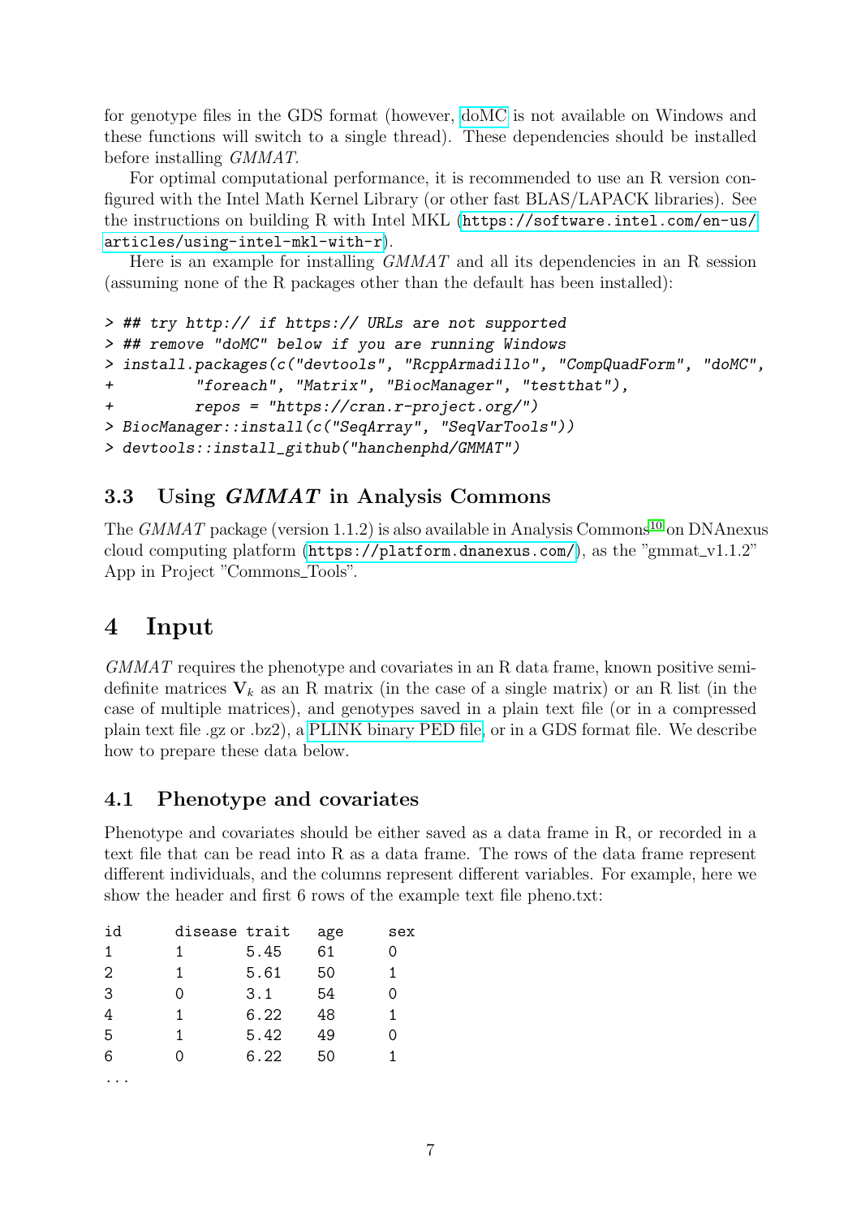for genotype files in the GDS format (however, doMC is not available on Windows and these functions will switch to a single thread). These dependencies should be installed before installing *GMMAT*.

For optimal computational performance, it is recommended to use an R version configured with the Intel Math Kernel Library (or other fast BLAS/LAPACK libraries). See the instructions on building R with Intel MKL (`https://software.intel.com/en-us/articles/using-intel-mkl-with-r`).

Here is an example for installing *GMMAT* and all its dependencies in an R session (assuming none of the R packages other than the default has been installed):

```
> ## try http:// if https:// URLs are not supported
> ## remove "doMC" below if you are running Windows
> install.packages(c("devtools", "RcppArmadillo", "CompQuadForm", "doMC",
+         "foreach", "Matrix", "BiocManager", "testthat"),
+         repos = "https://cran.r-project.org/")
> BiocManager::install(c("SeqArray", "SeqVarTools"))
> devtools::install_github("hanchenphd/GMMAT")
```

### 3.3 Using *GMMAT* in Analysis Commons

The *GMMAT* package (version 1.1.2) is also available in Analysis Commons[10] on DNAnexus cloud computing platform (`https://platform.dnanexus.com/`), as the "gmmat_v1.1.2" App in Project "Commons_Tools".

## 4 Input

*GMMAT* requires the phenotype and covariates in an R data frame, known positive semi-definite matrices $\mathbf{V}_k$ as an R matrix (in the case of a single matrix) or an R list (in the case of multiple matrices), and genotypes saved in a plain text file (or in a compressed plain text file .gz or .bz2), a PLINK binary PED file, or in a GDS format file. We describe how to prepare these data below.

### 4.1 Phenotype and covariates

Phenotype and covariates should be either saved as a data frame in R, or recorded in a text file that can be read into R as a data frame. The rows of the data frame represent different individuals, and the columns represent different variables. For example, here we show the header and first 6 rows of the example text file pheno.txt:

```
id      disease trait   age     sex
1       1       5.45    61      0
2       1       5.61    50      1
3       0       3.1     54      0
4       1       6.22    48      1
5       1       5.42    49      0
6       0       6.22    50      1
...
```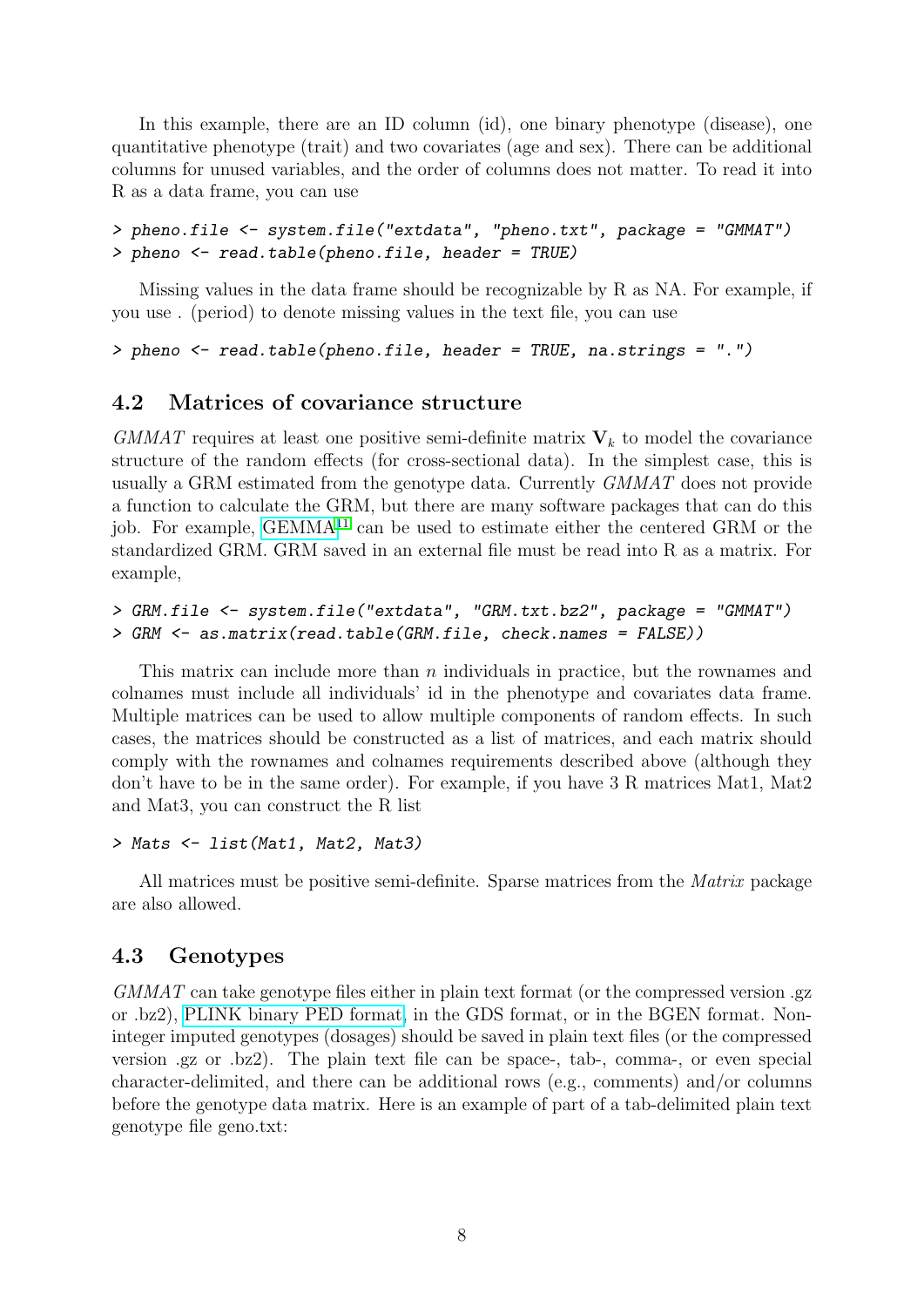In this example, there are an ID column (id), one binary phenotype (disease), one quantitative phenotype (trait) and two covariates (age and sex). There can be additional columns for unused variables, and the order of columns does not matter. To read it into R as a data frame, you can use

```
> pheno.file <- system.file("extdata", "pheno.txt", package = "GMMAT")
> pheno <- read.table(pheno.file, header = TRUE)
```

Missing values in the data frame should be recognizable by R as NA. For example, if you use . (period) to denote missing values in the text file, you can use

```
> pheno <- read.table(pheno.file, header = TRUE, na.strings = ".")
```

## 4.2 Matrices of covariance structure

*GMMAT* requires at least one positive semi-definite matrix $\mathbf{V}_k$ to model the covariance structure of the random effects (for cross-sectional data). In the simplest case, this is usually a GRM estimated from the genotype data. Currently *GMMAT* does not provide a function to calculate the GRM, but there are many software packages that can do this job. For example, GEMMA[11] can be used to estimate either the centered GRM or the standardized GRM. GRM saved in an external file must be read into R as a matrix. For example,

```
> GRM.file <- system.file("extdata", "GRM.txt.bz2", package = "GMMAT")
> GRM <- as.matrix(read.table(GRM.file, check.names = FALSE))
```

This matrix can include more than $n$ individuals in practice, but the rownames and colnames must include all individuals' id in the phenotype and covariates data frame. Multiple matrices can be used to allow multiple components of random effects. In such cases, the matrices should be constructed as a list of matrices, and each matrix should comply with the rownames and colnames requirements described above (although they don't have to be in the same order). For example, if you have 3 R matrices Mat1, Mat2 and Mat3, you can construct the R list

```
> Mats <- list(Mat1, Mat2, Mat3)
```

All matrices must be positive semi-definite. Sparse matrices from the *Matrix* package are also allowed.

## 4.3 Genotypes

*GMMAT* can take genotype files either in plain text format (or the compressed version .gz or .bz2), PLINK binary PED format, in the GDS format, or in the BGEN format. Non-integer imputed genotypes (dosages) should be saved in plain text files (or the compressed version .gz or .bz2). The plain text file can be space-, tab-, comma-, or even special character-delimited, and there can be additional rows (e.g., comments) and/or columns before the genotype data matrix. Here is an example of part of a tab-delimited plain text genotype file geno.txt: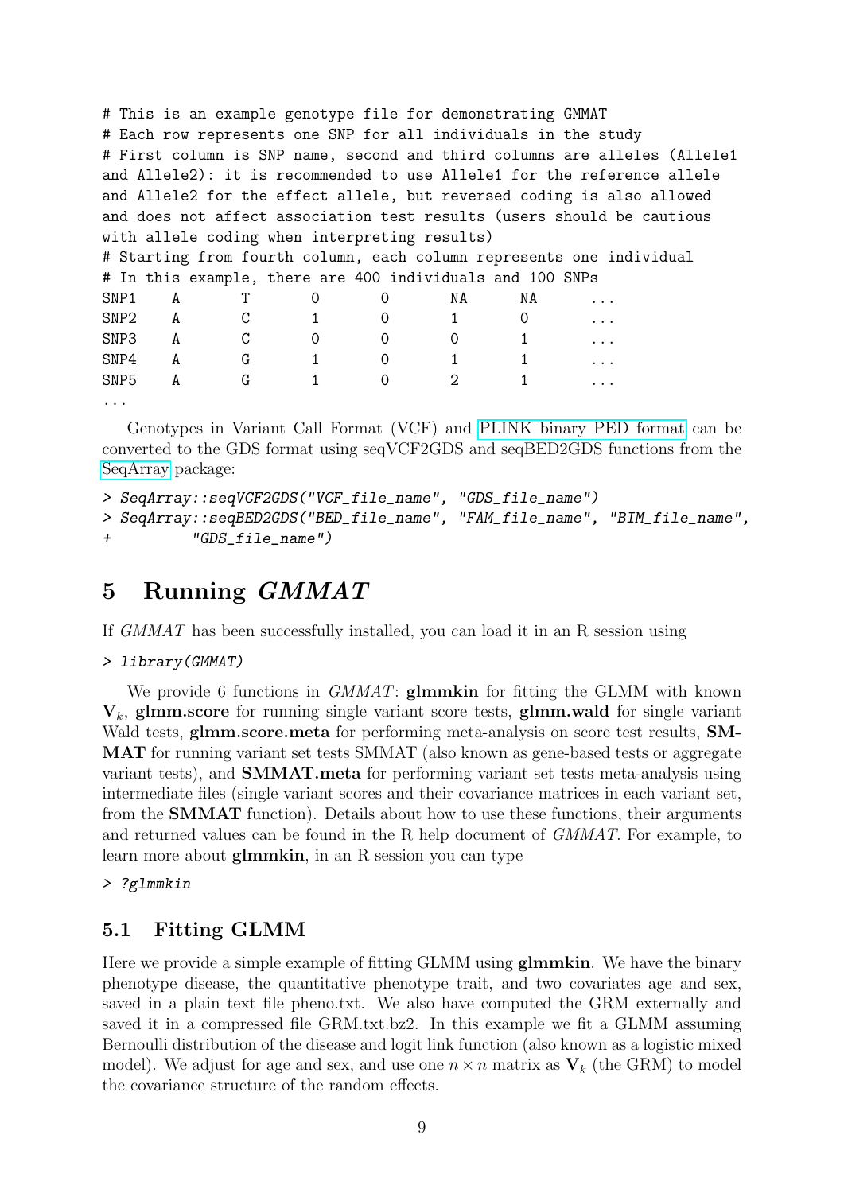```
# This is an example genotype file for demonstrating GMMAT
# Each row represents one SNP for all individuals in the study
# First column is SNP name, second and third columns are alleles (Allele1
and Allele2): it is recommended to use Allele1 for the reference allele
and Allele2 for the effect allele, but reversed coding is also allowed
and does not affect association test results (users should be cautious
with allele coding when interpreting results)
# Starting from fourth column, each column represents one individual
# In this example, there are 400 individuals and 100 SNPs
SNP1    A       T       0       0       NA      NA      ...
SNP2    A       C       1       0       1       0       ...
SNP3    A       C       0       0       0       1       ...
SNP4    A       G       1       0       1       1       ...
SNP5    A       G       1       0       2       1       ...
...
```

Genotypes in Variant Call Format (VCF) and PLINK binary PED format can be converted to the GDS format using seqVCF2GDS and seqBED2GDS functions from the SeqArray package:

```
> SeqArray::seqVCF2GDS("VCF_file_name", "GDS_file_name")
> SeqArray::seqBED2GDS("BED_file_name", "FAM_file_name", "BIM_file_name",
+         "GDS_file_name")
```

# 5 Running *GMMAT*

If *GMMAT* has been successfully installed, you can load it in an R session using

```
> library(GMMAT)
```

We provide 6 functions in *GMMAT*: **glmmkin** for fitting the GLMM with known $\mathbf{V}_k$, **glmm.score** for running single variant score tests, **glmm.wald** for single variant Wald tests, **glmm.score.meta** for performing meta-analysis on score test results, **SMMAT** for running variant set tests SMMAT (also known as gene-based tests or aggregate variant tests), and **SMMAT.meta** for performing variant set tests meta-analysis using intermediate files (single variant scores and their covariance matrices in each variant set, from the **SMMAT** function). Details about how to use these functions, their arguments and returned values can be found in the R help document of *GMMAT*. For example, to learn more about **glmmkin**, in an R session you can type

```
> ?glmmkin
```

## 5.1 Fitting GLMM

Here we provide a simple example of fitting GLMM using **glmmkin**. We have the binary phenotype disease, the quantitative phenotype trait, and two covariates age and sex, saved in a plain text file pheno.txt. We also have computed the GRM externally and saved it in a compressed file GRM.txt.bz2. In this example we fit a GLMM assuming Bernoulli distribution of the disease and logit link function (also known as a logistic mixed model). We adjust for age and sex, and use one $n \times n$ matrix as $\mathbf{V}_k$ (the GRM) to model the covariance structure of the random effects.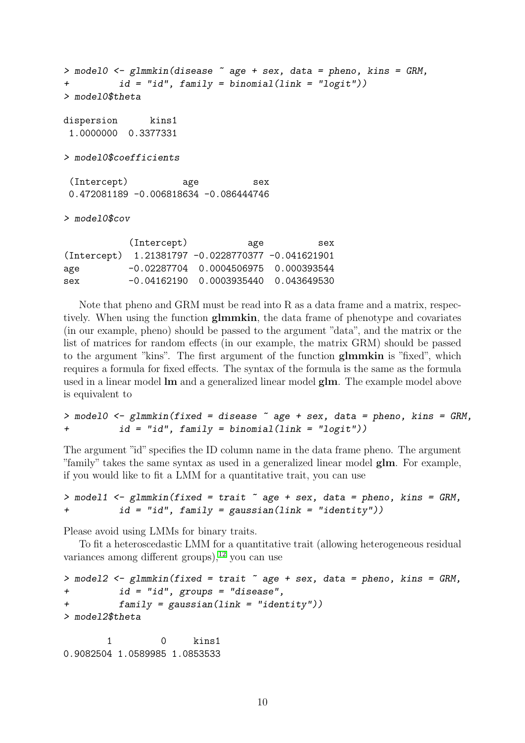```
> model0 <- glmmkin(disease ~ age + sex, data = pheno, kins = GRM,
+         id = "id", family = binomial(link = "logit"))
> model0$theta

dispersion      kins1
 1.0000000  0.3377331

> model0$coefficients

 (Intercept)          age          sex
 0.472081189 -0.006818634 -0.086444746

> model0$cov

            (Intercept)           age          sex
(Intercept)  1.21381797 -0.0228770377 -0.041621901
age         -0.02287704  0.0004506975  0.000393544
sex         -0.04162190  0.0003935440  0.043649530
```

Note that pheno and GRM must be read into R as a data frame and a matrix, respectively. When using the function **glmmkin**, the data frame of phenotype and covariates (in our example, pheno) should be passed to the argument "data", and the matrix or the list of matrices for random effects (in our example, the matrix GRM) should be passed to the argument "kins". The first argument of the function **glmmkin** is "fixed", which requires a formula for fixed effects. The syntax of the formula is the same as the formula used in a linear model **lm** and a generalized linear model **glm**. The example model above is equivalent to

```
> model0 <- glmmkin(fixed = disease ~ age + sex, data = pheno, kins = GRM,
+         id = "id", family = binomial(link = "logit"))
```

The argument "id" specifies the ID column name in the data frame pheno. The argument "family" takes the same syntax as used in a generalized linear model **glm**. For example, if you would like to fit a LMM for a quantitative trait, you can use

```
> model1 <- glmmkin(fixed = trait ~ age + sex, data = pheno, kins = GRM,
+         id = "id", family = gaussian(link = "identity"))
```

Please avoid using LMMs for binary traits.

To fit a heteroscedastic LMM for a quantitative trait (allowing heterogeneous residual variances among different groups),[12] you can use

```
> model2 <- glmmkin(fixed = trait ~ age + sex, data = pheno, kins = GRM,
+         id = "id", groups = "disease",
+         family = gaussian(link = "identity"))
> model2$theta

        1         0     kins1
0.9082504 1.0589985 1.0853533
```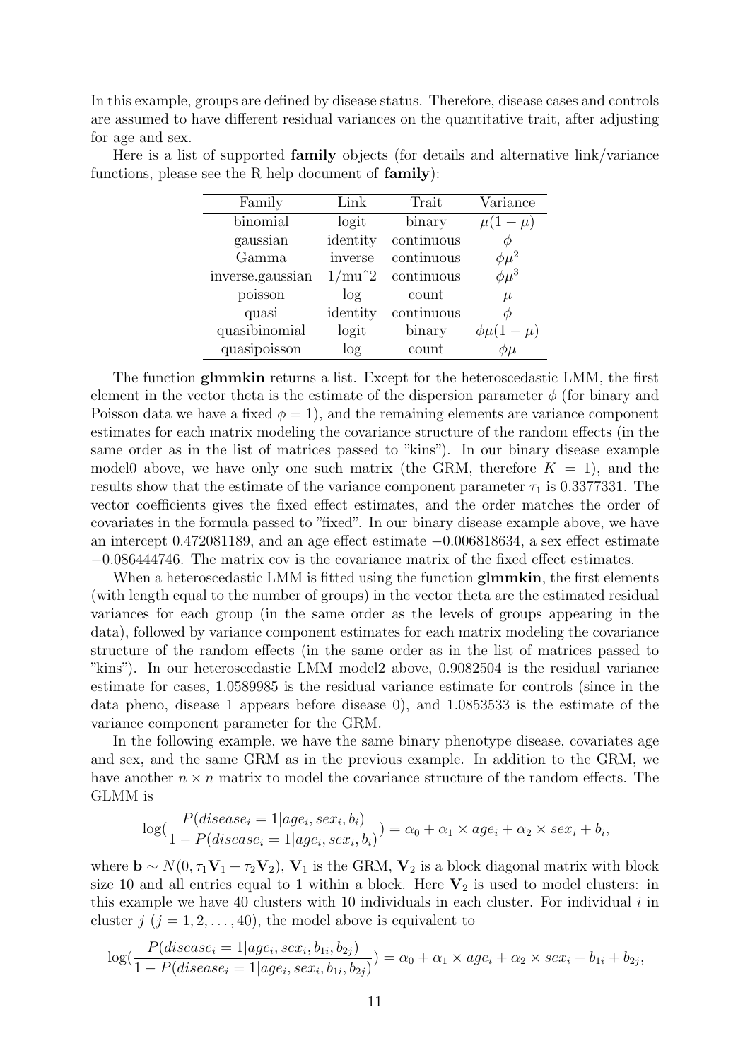In this example, groups are defined by disease status. Therefore, disease cases and controls are assumed to have different residual variances on the quantitative trait, after adjusting for age and sex.

Here is a list of supported **family** objects (for details and alternative link/variance functions, please see the R help document of **family**):

| Family | Link | Trait | Variance |
|---|---|---|---|
| binomial | logit | binary | $\mu(1-\mu)$ |
| gaussian | identity | continuous | $\phi$ |
| Gamma | inverse | continuous | $\phi\mu^2$ |
| inverse.gaussian | 1/mu^2 | continuous | $\phi\mu^3$ |
| poisson | log | count | $\mu$ |
| quasi | identity | continuous | $\phi$ |
| quasibinomial | logit | binary | $\phi\mu(1-\mu)$ |
| quasipoisson | log | count | $\phi\mu$ |

The function **glmmkin** returns a list. Except for the heteroscedastic LMM, the first element in the vector theta is the estimate of the dispersion parameter $\phi$ (for binary and Poisson data we have a fixed $\phi = 1$), and the remaining elements are variance component estimates for each matrix modeling the covariance structure of the random effects (in the same order as in the list of matrices passed to "kins"). In our binary disease example model0 above, we have only one such matrix (the GRM, therefore $K = 1$), and the results show that the estimate of the variance component parameter $\tau_1$ is 0.3377331. The vector coefficients gives the fixed effect estimates, and the order matches the order of covariates in the formula passed to "fixed". In our binary disease example above, we have an intercept 0.472081189, and an age effect estimate $-0.006818634$, a sex effect estimate $-0.086444746$. The matrix cov is the covariance matrix of the fixed effect estimates.

When a heteroscedastic LMM is fitted using the function **glmmkin**, the first elements (with length equal to the number of groups) in the vector theta are the estimated residual variances for each group (in the same order as the levels of groups appearing in the data), followed by variance component estimates for each matrix modeling the covariance structure of the random effects (in the same order as in the list of matrices passed to "kins"). In our heteroscedastic LMM model2 above, 0.9082504 is the residual variance estimate for cases, 1.0589985 is the residual variance estimate for controls (since in the data pheno, disease 1 appears before disease 0), and 1.0853533 is the estimate of the variance component parameter for the GRM.

In the following example, we have the same binary phenotype disease, covariates age and sex, and the same GRM as in the previous example. In addition to the GRM, we have another $n \times n$ matrix to model the covariance structure of the random effects. The GLMM is

$$\log\left(\frac{P(disease_i = 1|age_i, sex_i, b_i)}{1 - P(disease_i = 1|age_i, sex_i, b_i)}\right) = \alpha_0 + \alpha_1 \times age_i + \alpha_2 \times sex_i + b_i,$$

where $\mathbf{b} \sim N(0, \tau_1\mathbf{V}_1 + \tau_2\mathbf{V}_2)$, $\mathbf{V}_1$ is the GRM, $\mathbf{V}_2$ is a block diagonal matrix with block size 10 and all entries equal to 1 within a block. Here $\mathbf{V}_2$ is used to model clusters: in this example we have 40 clusters with 10 individuals in each cluster. For individual $i$ in cluster $j$ ($j = 1, 2, \ldots, 40$), the model above is equivalent to

$$\log\left(\frac{P(disease_i = 1|age_i, sex_i, b_{1i}, b_{2j})}{1 - P(disease_i = 1|age_i, sex_i, b_{1i}, b_{2j})}\right) = \alpha_0 + \alpha_1 \times age_i + \alpha_2 \times sex_i + b_{1i} + b_{2j},$$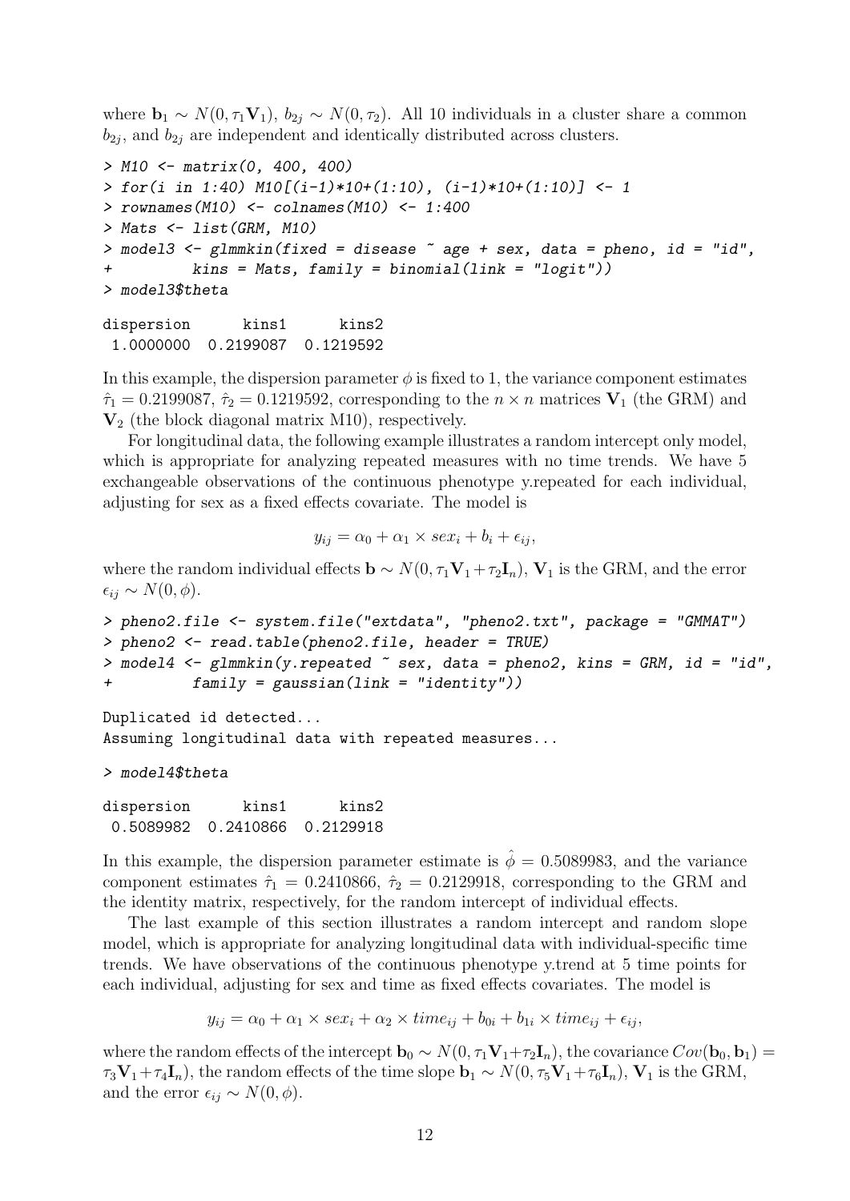where $\mathbf{b}_1 \sim N(0, \tau_1 \mathbf{V}_1)$, $b_{2j} \sim N(0, \tau_2)$. All 10 individuals in a cluster share a common $b_{2j}$, and $b_{2j}$ are independent and identically distributed across clusters.

```
> M10 <- matrix(0, 400, 400)
> for(i in 1:40) M10[(i-1)*10+(1:10), (i-1)*10+(1:10)] <- 1
> rownames(M10) <- colnames(M10) <- 1:400
> Mats <- list(GRM, M10)
> model3 <- glmmkin(fixed = disease ~ age + sex, data = pheno, id = "id",
+          kins = Mats, family = binomial(link = "logit"))
> model3$theta

dispersion      kins1      kins2
 1.0000000  0.2199087  0.1219592
```

In this example, the dispersion parameter $\phi$ is fixed to 1, the variance component estimates $\hat{\tau}_1 = 0.2199087$, $\hat{\tau}_2 = 0.1219592$, corresponding to the $n \times n$ matrices $\mathbf{V}_1$ (the GRM) and $\mathbf{V}_2$ (the block diagonal matrix M10), respectively.

For longitudinal data, the following example illustrates a random intercept only model, which is appropriate for analyzing repeated measures with no time trends. We have 5 exchangeable observations of the continuous phenotype y.repeated for each individual, adjusting for sex as a fixed effects covariate. The model is

$$y_{ij} = \alpha_0 + \alpha_1 \times sex_i + b_i + \epsilon_{ij},$$

where the random individual effects $\mathbf{b} \sim N(0, \tau_1 \mathbf{V}_1 + \tau_2 \mathbf{I}_n)$, $\mathbf{V}_1$ is the GRM, and the error $\epsilon_{ij} \sim N(0, \phi)$.

```
> pheno2.file <- system.file("extdata", "pheno2.txt", package = "GMMAT")
> pheno2 <- read.table(pheno2.file, header = TRUE)
> model4 <- glmmkin(y.repeated ~ sex, data = pheno2, kins = GRM, id = "id",
+         family = gaussian(link = "identity"))

Duplicated id detected...
Assuming longitudinal data with repeated measures...

> model4$theta

dispersion      kins1      kins2
 0.5089982  0.2410866  0.2129918
```

In this example, the dispersion parameter estimate is $\hat{\phi} = 0.5089983$, and the variance component estimates $\hat{\tau}_1 = 0.2410866$, $\hat{\tau}_2 = 0.2129918$, corresponding to the GRM and the identity matrix, respectively, for the random intercept of individual effects.

The last example of this section illustrates a random intercept and random slope model, which is appropriate for analyzing longitudinal data with individual-specific time trends. We have observations of the continuous phenotype y.trend at 5 time points for each individual, adjusting for sex and time as fixed effects covariates. The model is

$$y_{ij} = \alpha_0 + \alpha_1 \times sex_i + \alpha_2 \times time_{ij} + b_{0i} + b_{1i} \times time_{ij} + \epsilon_{ij},$$

where the random effects of the intercept $\mathbf{b}_0 \sim N(0, \tau_1 \mathbf{V}_1 + \tau_2 \mathbf{I}_n)$, the covariance $Cov(\mathbf{b}_0, \mathbf{b}_1) = \tau_3 \mathbf{V}_1 + \tau_4 \mathbf{I}_n)$, the random effects of the time slope $\mathbf{b}_1 \sim N(0, \tau_5 \mathbf{V}_1 + \tau_6 \mathbf{I}_n)$, $\mathbf{V}_1$ is the GRM, and the error $\epsilon_{ij} \sim N(0, \phi)$.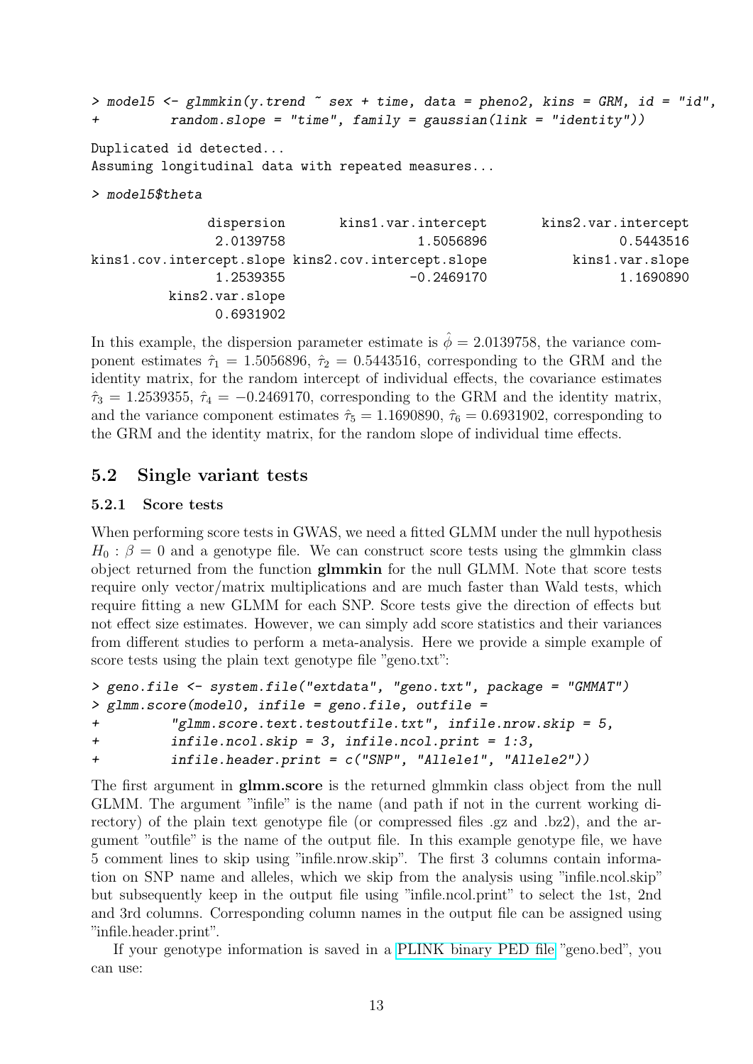```
> model5 <- glmmkin(y.trend ~ sex + time, data = pheno2, kins = GRM, id = "id",
+         random.slope = "time", family = gaussian(link = "identity"))
Duplicated id detected...
Assuming longitudinal data with repeated measures...
> model5$theta
               dispersion       kins1.var.intercept       kins2.var.intercept
                2.0139758                 1.5056896                 0.5443516
kins1.cov.intercept.slope kins2.cov.intercept.slope           kins1.var.slope
                1.2539355                -0.2469170                 1.1690890
          kins2.var.slope
                0.6931902
```

In this example, the dispersion parameter estimate is $\hat{\phi} = 2.0139758$, the variance component estimates $\hat{\tau}_1 = 1.5056896$, $\hat{\tau}_2 = 0.5443516$, corresponding to the GRM and the identity matrix, for the random intercept of individual effects, the covariance estimates $\hat{\tau}_3 = 1.2539355$, $\hat{\tau}_4 = -0.2469170$, corresponding to the GRM and the identity matrix, and the variance component estimates $\hat{\tau}_5 = 1.1690890$, $\hat{\tau}_6 = 0.6931902$, corresponding to the GRM and the identity matrix, for the random slope of individual time effects.

## 5.2 Single variant tests

### 5.2.1 Score tests

When performing score tests in GWAS, we need a fitted GLMM under the null hypothesis $H_0 : \beta = 0$ and a genotype file. We can construct score tests using the glmmkin class object returned from the function **glmmkin** for the null GLMM. Note that score tests require only vector/matrix multiplications and are much faster than Wald tests, which require fitting a new GLMM for each SNP. Score tests give the direction of effects but not effect size estimates. However, we can simply add score statistics and their variances from different studies to perform a meta-analysis. Here we provide a simple example of score tests using the plain text genotype file "geno.txt":

```
> geno.file <- system.file("extdata", "geno.txt", package = "GMMAT")
> glmm.score(model0, infile = geno.file, outfile =
+         "glmm.score.text.testoutfile.txt", infile.nrow.skip = 5,
+         infile.ncol.skip = 3, infile.ncol.print = 1:3,
+         infile.header.print = c("SNP", "Allele1", "Allele2"))
```

The first argument in **glmm.score** is the returned glmmkin class object from the null GLMM. The argument "infile" is the name (and path if not in the current working directory) of the plain text genotype file (or compressed files .gz and .bz2), and the argument "outfile" is the name of the output file. In this example genotype file, we have 5 comment lines to skip using "infile.nrow.skip". The first 3 columns contain information on SNP name and alleles, which we skip from the analysis using "infile.ncol.skip" but subsequently keep in the output file using "infile.ncol.print" to select the 1st, 2nd and 3rd columns. Corresponding column names in the output file can be assigned using "infile.header.print".

If your genotype information is saved in a PLINK binary PED file "geno.bed", you can use: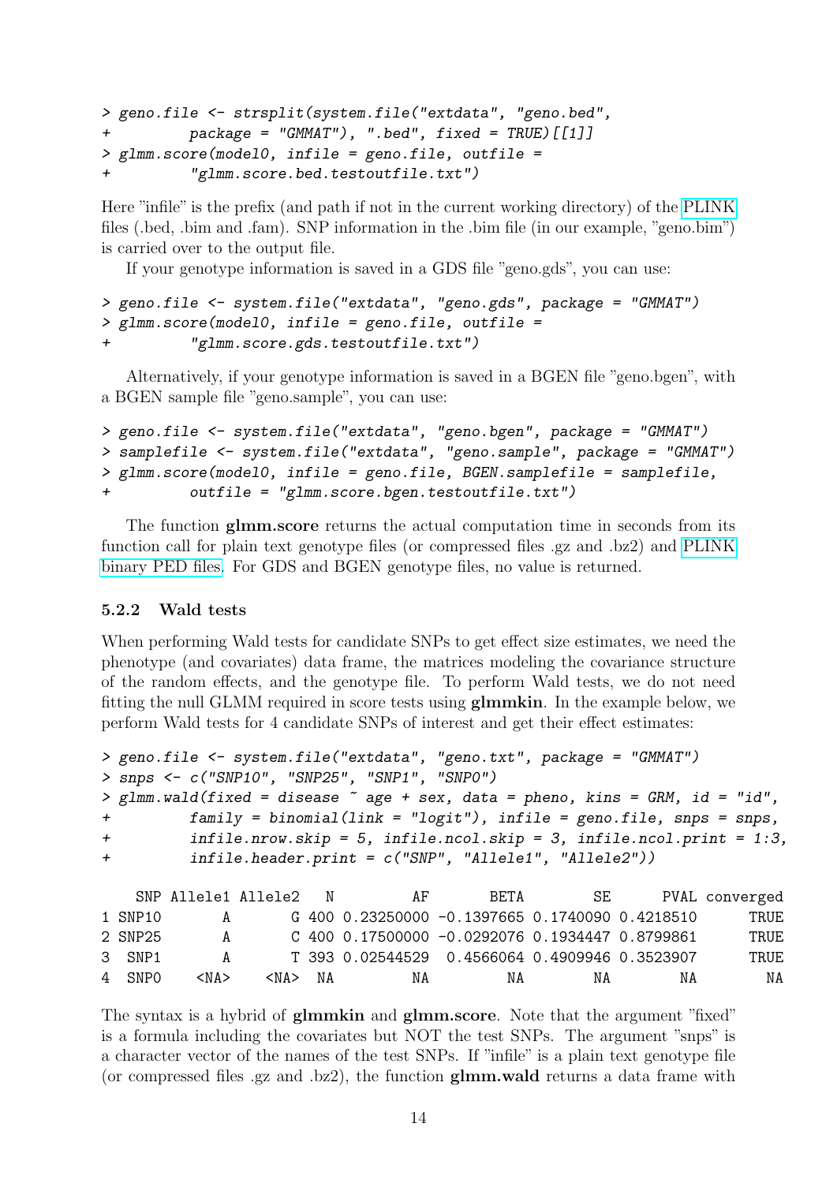```
> geno.file <- strsplit(system.file("extdata", "geno.bed",
+         package = "GMMAT"), ".bed", fixed = TRUE)[[1]]
> glmm.score(model0, infile = geno.file, outfile =
+         "glmm.score.bed.testoutfile.txt")
```

Here "infile" is the prefix (and path if not in the current working directory) of the PLINK files (.bed, .bim and .fam). SNP information in the .bim file (in our example, "geno.bim") is carried over to the output file.

If your genotype information is saved in a GDS file "geno.gds", you can use:

```
> geno.file <- system.file("extdata", "geno.gds", package = "GMMAT")
> glmm.score(model0, infile = geno.file, outfile =
+         "glmm.score.gds.testoutfile.txt")
```

Alternatively, if your genotype information is saved in a BGEN file "geno.bgen", with a BGEN sample file "geno.sample", you can use:

```
> geno.file <- system.file("extdata", "geno.bgen", package = "GMMAT")
> samplefile <- system.file("extdata", "geno.sample", package = "GMMAT")
> glmm.score(model0, infile = geno.file, BGEN.samplefile = samplefile,
+         outfile = "glmm.score.bgen.testoutfile.txt")
```

The function **glmm.score** returns the actual computation time in seconds from its function call for plain text genotype files (or compressed files .gz and .bz2) and PLINK binary PED files. For GDS and BGEN genotype files, no value is returned.

### 5.2.2 Wald tests

When performing Wald tests for candidate SNPs to get effect size estimates, we need the phenotype (and covariates) data frame, the matrices modeling the covariance structure of the random effects, and the genotype file. To perform Wald tests, we do not need fitting the null GLMM required in score tests using **glmmkin**. In the example below, we perform Wald tests for 4 candidate SNPs of interest and get their effect estimates:

```
> geno.file <- system.file("extdata", "geno.txt", package = "GMMAT")
> snps <- c("SNP10", "SNP25", "SNP1", "SNP0")
> glmm.wald(fixed = disease ~ age + sex, data = pheno, kins = GRM, id = "id",
+         family = binomial(link = "logit"), infile = geno.file, snps = snps,
+         infile.nrow.skip = 5, infile.ncol.skip = 3, infile.ncol.print = 1:3,
+         infile.header.print = c("SNP", "Allele1", "Allele2"))

    SNP Allele1 Allele2   N         AF       BETA        SE      PVAL converged
1 SNP10       A       G 400 0.23250000 -0.1397665 0.1740090 0.4218510      TRUE
2 SNP25       A       C 400 0.17500000 -0.0292076 0.1934447 0.8799861      TRUE
3  SNP1       A       T 393 0.02544529  0.4566064 0.4909946 0.3523907      TRUE
4  SNP0    <NA>    <NA>  NA         NA         NA        NA        NA        NA
```

The syntax is a hybrid of **glmmkin** and **glmm.score**. Note that the argument "fixed" is a formula including the covariates but NOT the test SNPs. The argument "snps" is a character vector of the names of the test SNPs. If "infile" is a plain text genotype file (or compressed files .gz and .bz2), the function **glmm.wald** returns a data frame with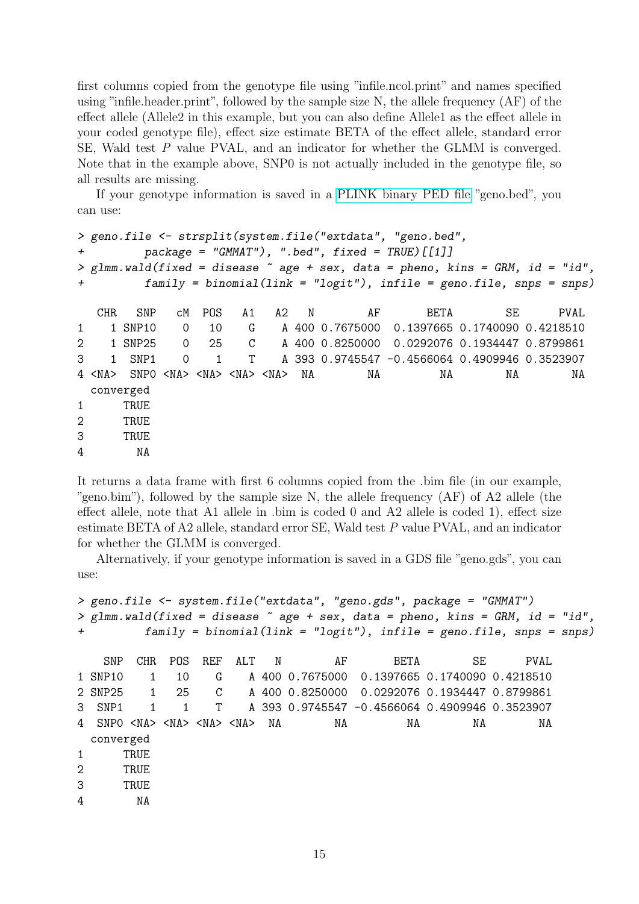first columns copied from the genotype file using "infile.ncol.print" and names specified using "infile.header.print", followed by the sample size N, the allele frequency (AF) of the effect allele (Allele2 in this example, but you can also define Allele1 as the effect allele in your coded genotype file), effect size estimate BETA of the effect allele, standard error SE, Wald test $P$ value PVAL, and an indicator for whether the GLMM is converged. Note that in the example above, SNP0 is not actually included in the genotype file, so all results are missing.

If your genotype information is saved in a PLINK binary PED file "geno.bed", you can use:

```
> geno.file <- strsplit(system.file("extdata", "geno.bed",
+         package = "GMMAT"), ".bed", fixed = TRUE)[[1]]
> glmm.wald(fixed = disease ~ age + sex, data = pheno, kins = GRM, id = "id",
+         family = binomial(link = "logit"), infile = geno.file, snps = snps)

   CHR   SNP   cM  POS   A1   A2   N        AF       BETA        SE      PVAL
1    1 SNP10    0   10    G    A 400 0.7675000  0.1397665 0.1740090 0.4218510
2    1 SNP25    0   25    C    A 400 0.8250000  0.0292076 0.1934447 0.8799861
3    1  SNP1    0    1    T    A 393 0.9745547 -0.4566064 0.4909946 0.3523907
4 <NA>  SNP0 <NA> <NA> <NA> <NA>  NA        NA         NA        NA        NA
  converged
1      TRUE
2      TRUE
3      TRUE
4        NA
```

It returns a data frame with first 6 columns copied from the .bim file (in our example, "geno.bim"), followed by the sample size N, the allele frequency (AF) of A2 allele (the effect allele, note that A1 allele in .bim is coded 0 and A2 allele is coded 1), effect size estimate BETA of A2 allele, standard error SE, Wald test $P$ value PVAL, and an indicator for whether the GLMM is converged.

Alternatively, if your genotype information is saved in a GDS file "geno.gds", you can use:

```
> geno.file <- system.file("extdata", "geno.gds", package = "GMMAT")
> glmm.wald(fixed = disease ~ age + sex, data = pheno, kins = GRM, id = "id",
+         family = binomial(link = "logit"), infile = geno.file, snps = snps)

    SNP  CHR  POS  REF  ALT   N        AF       BETA        SE      PVAL
1 SNP10    1   10    G    A 400 0.7675000  0.1397665 0.1740090 0.4218510
2 SNP25    1   25    C    A 400 0.8250000  0.0292076 0.1934447 0.8799861
3  SNP1    1    1    T    A 393 0.9745547 -0.4566064 0.4909946 0.3523907
4  SNP0 <NA> <NA> <NA> <NA>  NA        NA         NA        NA        NA
  converged
1      TRUE
2      TRUE
3      TRUE
4        NA
```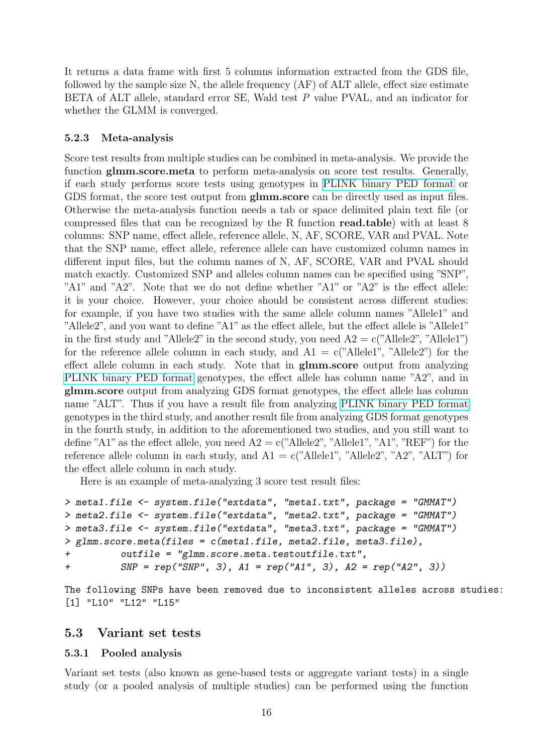It returns a data frame with first 5 columns information extracted from the GDS file, followed by the sample size N, the allele frequency (AF) of ALT allele, effect size estimate BETA of ALT allele, standard error SE, Wald test $P$ value PVAL, and an indicator for whether the GLMM is converged.

### 5.2.3 Meta-analysis

Score test results from multiple studies can be combined in meta-analysis. We provide the function **glmm.score.meta** to perform meta-analysis on score test results. Generally, if each study performs score tests using genotypes in PLINK binary PED format or GDS format, the score test output from **glmm.score** can be directly used as input files. Otherwise the meta-analysis function needs a tab or space delimited plain text file (or compressed files that can be recognized by the R function **read.table**) with at least 8 columns: SNP name, effect allele, reference allele, N, AF, SCORE, VAR and PVAL. Note that the SNP name, effect allele, reference allele can have customized column names in different input files, but the column names of N, AF, SCORE, VAR and PVAL should match exactly. Customized SNP and alleles column names can be specified using "SNP", "A1" and "A2". Note that we do not define whether "A1" or "A2" is the effect allele: it is your choice. However, your choice should be consistent across different studies: for example, if you have two studies with the same allele column names "Allele1" and "Allele2", and you want to define "A1" as the effect allele, but the effect allele is "Allele1" in the first study and "Allele2" in the second study, you need A2 = c("Allele2", "Allele1") for the reference allele column in each study, and A1 = c("Allele1", "Allele2") for the effect allele column in each study. Note that in **glmm.score** output from analyzing PLINK binary PED format genotypes, the effect allele has column name "A2", and in **glmm.score** output from analyzing GDS format genotypes, the effect allele has column name "ALT". Thus if you have a result file from analyzing PLINK binary PED format genotypes in the third study, and another result file from analyzing GDS format genotypes in the fourth study, in addition to the aforementioned two studies, and you still want to define "A1" as the effect allele, you need A2 = c("Allele2", "Allele1", "A1", "REF") for the reference allele column in each study, and A1 = c("Allele1", "Allele2", "A2", "ALT") for the effect allele column in each study.

Here is an example of meta-analyzing 3 score test result files:

```
> meta1.file <- system.file("extdata", "meta1.txt", package = "GMMAT")
> meta2.file <- system.file("extdata", "meta2.txt", package = "GMMAT")
> meta3.file <- system.file("extdata", "meta3.txt", package = "GMMAT")
> glmm.score.meta(files = c(meta1.file, meta2.file, meta3.file),
+         outfile = "glmm.score.meta.testoutfile.txt",
+         SNP = rep("SNP", 3), A1 = rep("A1", 3), A2 = rep("A2", 3))

The following SNPs have been removed due to inconsistent alleles across studies:
[1] "L10" "L12" "L15"
```

## 5.3 Variant set tests

### 5.3.1 Pooled analysis

Variant set tests (also known as gene-based tests or aggregate variant tests) in a single study (or a pooled analysis of multiple studies) can be performed using the function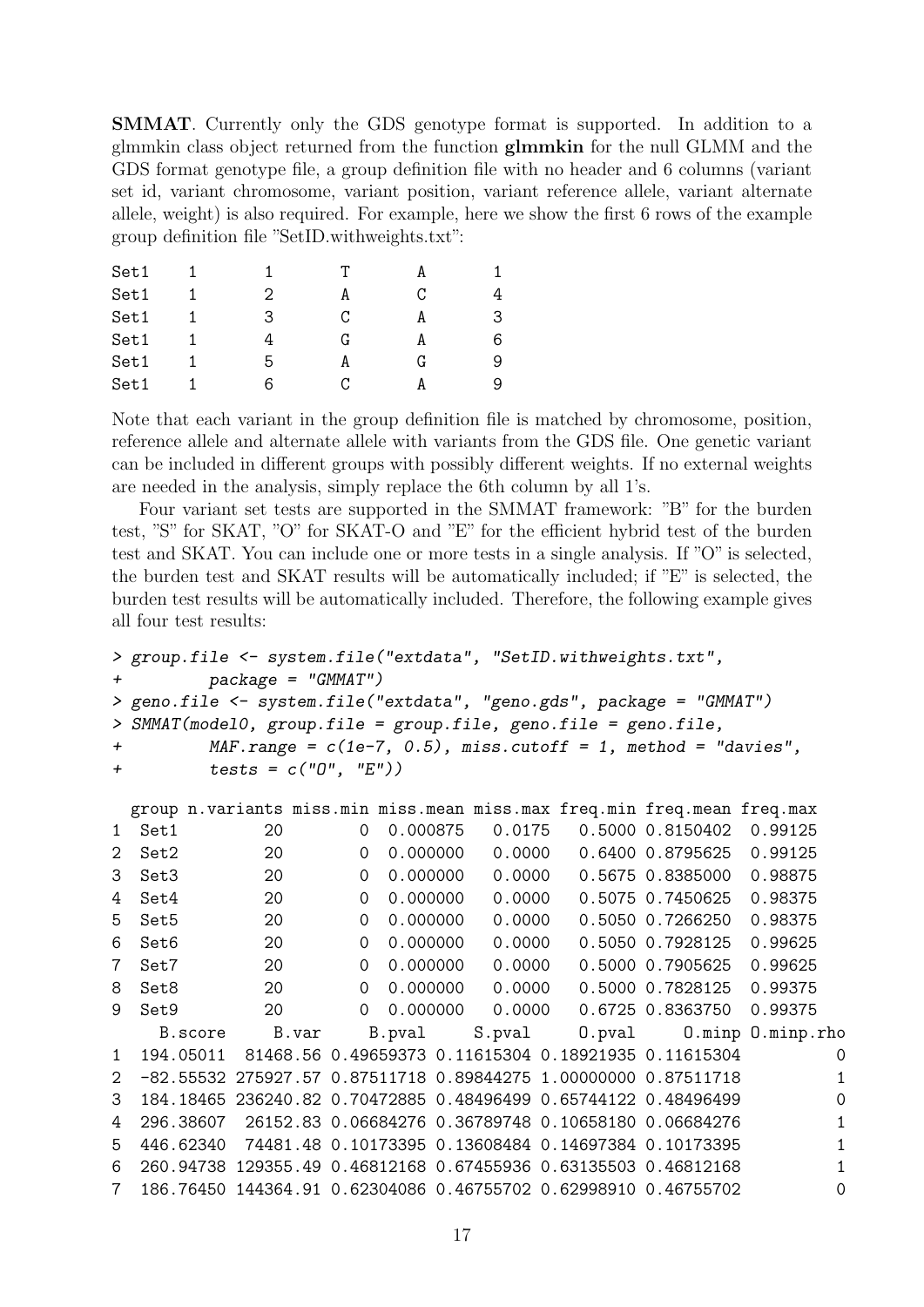**SMMAT**. Currently only the GDS genotype format is supported. In addition to a glmmkin class object returned from the function **glmmkin** for the null GLMM and the GDS format genotype file, a group definition file with no header and 6 columns (variant set id, variant chromosome, variant position, variant reference allele, variant alternate allele, weight) is also required. For example, here we show the first 6 rows of the example group definition file "SetID.withweights.txt":

```
Set1    1       1       T       A       1
Set1    1       2       A       C       4
Set1    1       3       C       A       3
Set1    1       4       G       A       6
Set1    1       5       A       G       9
Set1    1       6       C       A       9
```

Note that each variant in the group definition file is matched by chromosome, position, reference allele and alternate allele with variants from the GDS file. One genetic variant can be included in different groups with possibly different weights. If no external weights are needed in the analysis, simply replace the 6th column by all 1's.

Four variant set tests are supported in the SMMAT framework: "B" for the burden test, "S" for SKAT, "O" for SKAT-O and "E" for the efficient hybrid test of the burden test and SKAT. You can include one or more tests in a single analysis. If "O" is selected, the burden test and SKAT results will be automatically included; if "E" is selected, the burden test results will be automatically included. Therefore, the following example gives all four test results:

```
> group.file <- system.file("extdata", "SetID.withweights.txt",
+         package = "GMMAT")
> geno.file <- system.file("extdata", "geno.gds", package = "GMMAT")
> SMMAT(model0, group.file = group.file, geno.file = geno.file,
+         MAF.range = c(1e-7, 0.5), miss.cutoff = 1, method = "davies",
+         tests = c("O", "E"))

  group n.variants miss.min miss.mean miss.max freq.min freq.mean freq.max
1  Set1         20        0  0.000875   0.0175   0.5000 0.8150402  0.99125
2  Set2         20        0  0.000000   0.0000   0.6400 0.8795625  0.99125
3  Set3         20        0  0.000000   0.0000   0.5675 0.8385000  0.98875
4  Set4         20        0  0.000000   0.0000   0.5075 0.7450625  0.98375
5  Set5         20        0  0.000000   0.0000   0.5050 0.7266250  0.98375
6  Set6         20        0  0.000000   0.0000   0.5050 0.7928125  0.99625
7  Set7         20        0  0.000000   0.0000   0.5000 0.7905625  0.99625
8  Set8         20        0  0.000000   0.0000   0.5000 0.7828125  0.99375
9  Set9         20        0  0.000000   0.0000   0.6725 0.8363750  0.99375
     B.score     B.var     B.pval     S.pval     O.pval     O.minp O.minp.rho
1  194.05011  81468.56 0.49659373 0.11615304 0.18921935 0.11615304          0
2  -82.55532 275927.57 0.87511718 0.89844275 1.00000000 0.87511718          1
3  184.18465 236240.82 0.70472885 0.48496499 0.65744122 0.48496499          0
4  296.38607  26152.83 0.06684276 0.36789748 0.10658180 0.06684276          1
5  446.62340  74481.48 0.10173395 0.13608484 0.14697384 0.10173395          1
6  260.94738 129355.49 0.46812168 0.67455936 0.63135503 0.46812168          1
7  186.76450 144364.91 0.62304086 0.46755702 0.62998910 0.46755702          0
```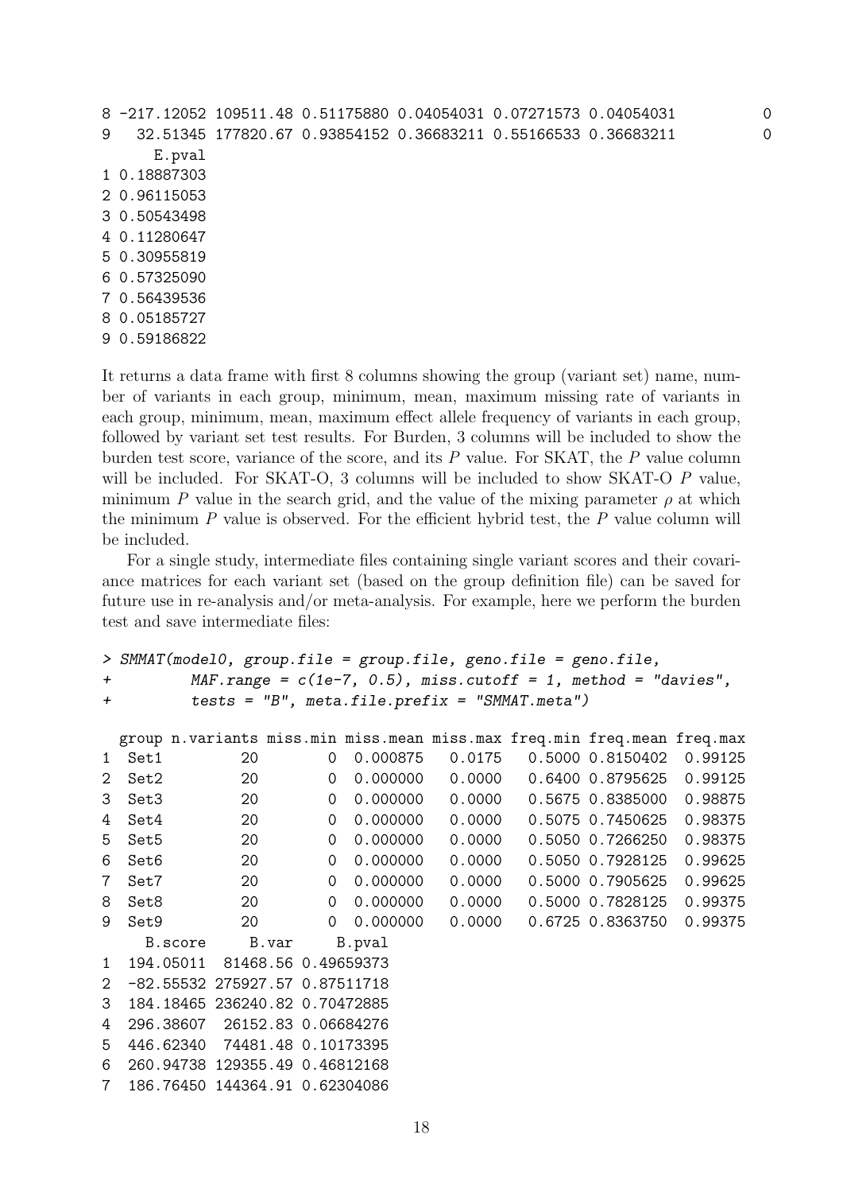```
8 -217.12052 109511.48 0.51175880 0.04054031 0.07271573 0.04054031           0
9   32.51345 177820.67 0.93854152 0.36683211 0.55166533 0.36683211           0
      E.pval
1 0.18887303
2 0.96115053
3 0.50543498
4 0.11280647
5 0.30955819
6 0.57325090
7 0.56439536
8 0.05185727
9 0.59186822
```

It returns a data frame with first 8 columns showing the group (variant set) name, number of variants in each group, minimum, mean, maximum missing rate of variants in each group, minimum, mean, maximum effect allele frequency of variants in each group, followed by variant set test results. For Burden, 3 columns will be included to show the burden test score, variance of the score, and its $P$ value. For SKAT, the $P$ value column will be included. For SKAT-O, 3 columns will be included to show SKAT-O $P$ value, minimum $P$ value in the search grid, and the value of the mixing parameter $\rho$ at which the minimum $P$ value is observed. For the efficient hybrid test, the $P$ value column will be included.

For a single study, intermediate files containing single variant scores and their covariance matrices for each variant set (based on the group definition file) can be saved for future use in re-analysis and/or meta-analysis. For example, here we perform the burden test and save intermediate files:

```
> SMMAT(model0, group.file = group.file, geno.file = geno.file,
+         MAF.range = c(1e-7, 0.5), miss.cutoff = 1, method = "davies",
+         tests = "B", meta.file.prefix = "SMMAT.meta")

  group n.variants miss.min miss.mean miss.max freq.min freq.mean freq.max
1  Set1         20        0  0.000875   0.0175   0.5000 0.8150402  0.99125
2  Set2         20        0  0.000000   0.0000   0.6400 0.8795625  0.99125
3  Set3         20        0  0.000000   0.0000   0.5675 0.8385000  0.98875
4  Set4         20        0  0.000000   0.0000   0.5075 0.7450625  0.98375
5  Set5         20        0  0.000000   0.0000   0.5050 0.7266250  0.98375
6  Set6         20        0  0.000000   0.0000   0.5050 0.7928125  0.99625
7  Set7         20        0  0.000000   0.0000   0.5000 0.7905625  0.99625
8  Set8         20        0  0.000000   0.0000   0.5000 0.7828125  0.99375
9  Set9         20        0  0.000000   0.0000   0.6725 0.8363750  0.99375
     B.score     B.var     B.pval
1  194.05011  81468.56 0.49659373
2  -82.55532 275927.57 0.87511718
3  184.18465 236240.82 0.70472885
4  296.38607  26152.83 0.06684276
5  446.62340  74481.48 0.10173395
6  260.94738 129355.49 0.46812168
7  186.76450 144364.91 0.62304086
```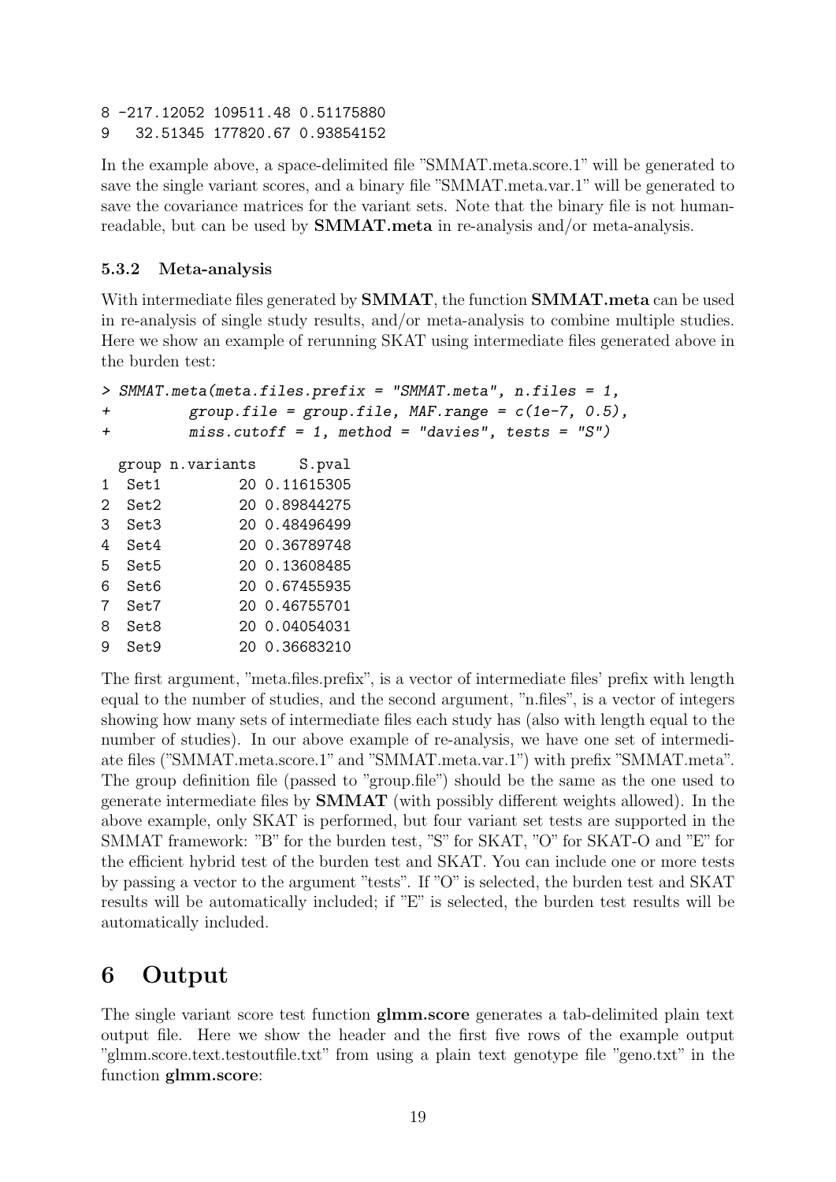```
8 -217.12052 109511.48 0.51175880
9   32.51345 177820.67 0.93854152
```

In the example above, a space-delimited file "SMMAT.meta.score.1" will be generated to save the single variant scores, and a binary file "SMMAT.meta.var.1" will be generated to save the covariance matrices for the variant sets. Note that the binary file is not human-readable, but can be used by **SMMAT.meta** in re-analysis and/or meta-analysis.

### 5.3.2 Meta-analysis

With intermediate files generated by **SMMAT**, the function **SMMAT.meta** can be used in re-analysis of single study results, and/or meta-analysis to combine multiple studies. Here we show an example of rerunning SKAT using intermediate files generated above in the burden test:

```
> SMMAT.meta(meta.files.prefix = "SMMAT.meta", n.files = 1,
+          group.file = group.file, MAF.range = c(1e-7, 0.5),
+          miss.cutoff = 1, method = "davies", tests = "S")

  group n.variants      S.pval
1  Set1         20 0.11615305
2  Set2         20 0.89844275
3  Set3         20 0.48496499
4  Set4         20 0.36789748
5  Set5         20 0.13608485
6  Set6         20 0.67455935
7  Set7         20 0.46755701
8  Set8         20 0.04054031
9  Set9         20 0.36683210
```

The first argument, "meta.files.prefix", is a vector of intermediate files' prefix with length equal to the number of studies, and the second argument, "n.files", is a vector of integers showing how many sets of intermediate files each study has (also with length equal to the number of studies). In our above example of re-analysis, we have one set of intermediate files ("SMMAT.meta.score.1" and "SMMAT.meta.var.1") with prefix "SMMAT.meta". The group definition file (passed to "group.file") should be the same as the one used to generate intermediate files by **SMMAT** (with possibly different weights allowed). In the above example, only SKAT is performed, but four variant set tests are supported in the SMMAT framework: "B" for the burden test, "S" for SKAT, "O" for SKAT-O and "E" for the efficient hybrid test of the burden test and SKAT. You can include one or more tests by passing a vector to the argument "tests". If "O" is selected, the burden test and SKAT results will be automatically included; if "E" is selected, the burden test results will be automatically included.

# 6 Output

The single variant score test function **glmm.score** generates a tab-delimited plain text output file. Here we show the header and the first five rows of the example output "glmm.score.text.testoutfile.txt" from using a plain text genotype file "geno.txt" in the function **glmm.score**: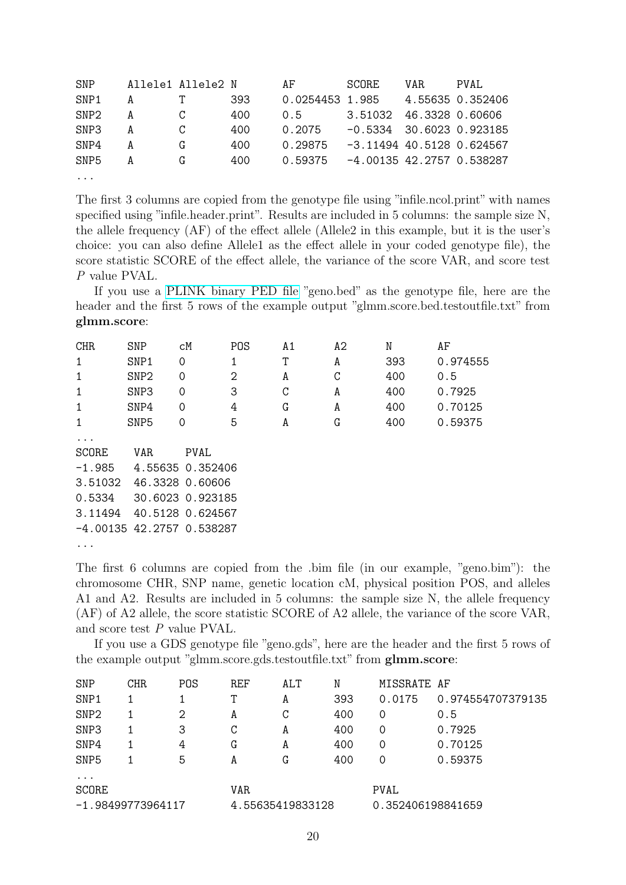```
SNP     Allele1 Allele2 N       AF        SCORE     VAR      PVAL
SNP1    A       T       393     0.0254453 1.985     4.55635  0.352406
SNP2    A       C       400     0.5       3.51032   46.3328  0.60606
SNP3    A       C       400     0.2075    -0.5334   30.6023  0.923185
SNP4    A       G       400     0.29875   -3.11494  40.5128  0.624567
SNP5    A       G       400     0.59375   -4.00135  42.2757  0.538287
...
```

The first 3 columns are copied from the genotype file using "infile.ncol.print" with names specified using "infile.header.print". Results are included in 5 columns: the sample size N, the allele frequency (AF) of the effect allele (Allele2 in this example, but it is the user's choice: you can also define Allele1 as the effect allele in your coded genotype file), the score statistic SCORE of the effect allele, the variance of the score VAR, and score test *P* value PVAL.

If you use a PLINK binary PED file "geno.bed" as the genotype file, here are the header and the first 5 rows of the example output "glmm.score.bed.testoutfile.txt" from **glmm.score**:

```
CHR     SNP     cM      POS     A1      A2      N       AF
1       SNP1    0       1       T       A       393     0.974555
1       SNP2    0       2       A       C       400     0.5
1       SNP3    0       3       C       A       400     0.7925
1       SNP4    0       4       G       A       400     0.70125
1       SNP5    0       5       A       G       400     0.59375
...
SCORE    VAR     PVAL
-1.985   4.55635 0.352406
3.51032  46.3328 0.60606
0.5334   30.6023 0.923185
3.11494  40.5128 0.624567
-4.00135 42.2757 0.538287
...
```

The first 6 columns are copied from the .bim file (in our example, "geno.bim"): the chromosome CHR, SNP name, genetic location cM, physical position POS, and alleles A1 and A2. Results are included in 5 columns: the sample size N, the allele frequency (AF) of A2 allele, the score statistic SCORE of A2 allele, the variance of the score VAR, and score test *P* value PVAL.

If you use a GDS genotype file "geno.gds", here are the header and the first 5 rows of the example output "glmm.score.gds.testoutfile.txt" from **glmm.score**:

```
SNP     CHR     POS     REF     ALT     N       MISSRATE AF
SNP1    1       1       T       A       393     0.0175   0.974554707379135
SNP2    1       2       A       C       400     0        0.5
SNP3    1       3       C       A       400     0        0.7925
SNP4    1       4       G       A       400     0        0.70125
SNP5    1       5       A       G       400     0        0.59375
...
SCORE                   VAR                     PVAL
-1.98499773964117       4.55635419833128        0.352406198841659
```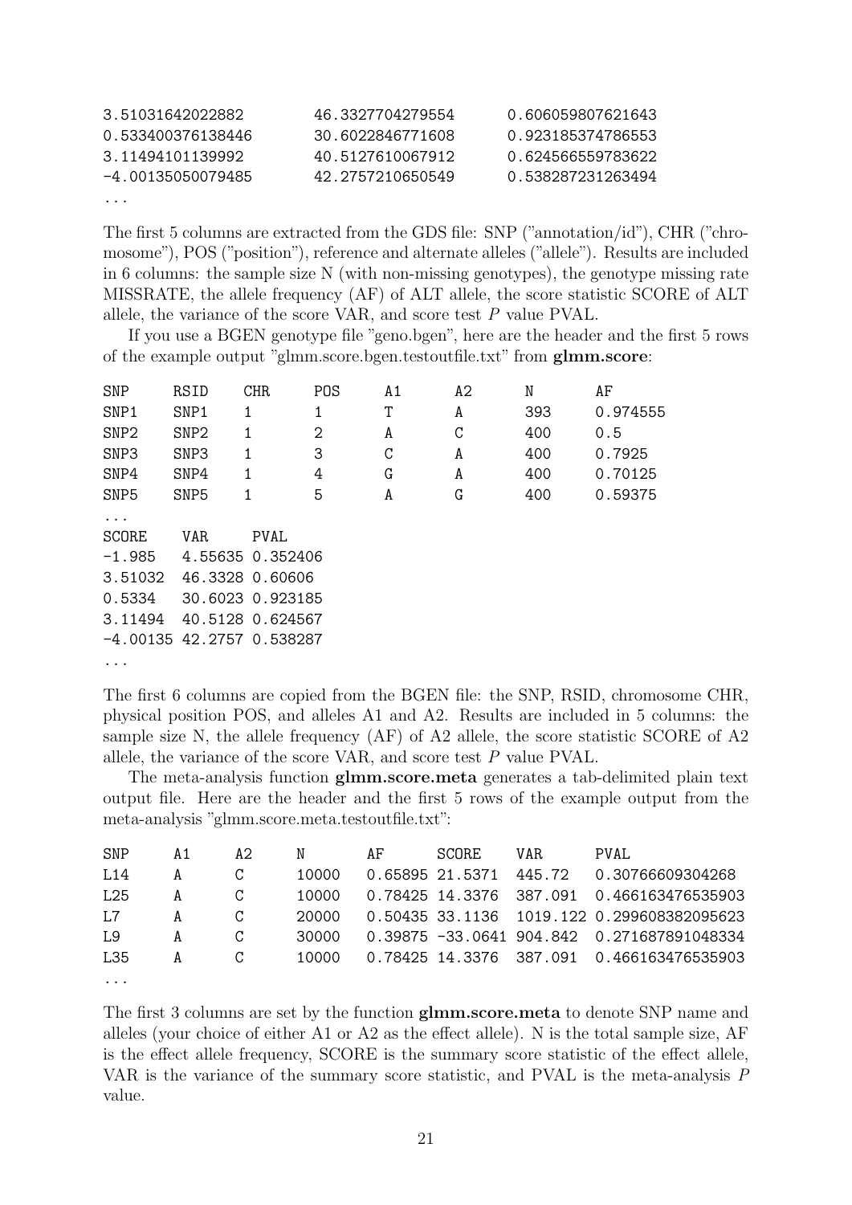```
3.51031642022882      46.3327704279554      0.606059807621643
0.533400376138446     30.6022846771608      0.923185374786553
3.11494101139992      40.5127610067912      0.624566559783622
-4.00135050079485     42.2757210650549      0.538287231263494
...
```

The first 5 columns are extracted from the GDS file: SNP ("annotation/id"), CHR ("chromosome"), POS ("position"), reference and alternate alleles ("allele"). Results are included in 6 columns: the sample size N (with non-missing genotypes), the genotype missing rate MISSRATE, the allele frequency (AF) of ALT allele, the score statistic SCORE of ALT allele, the variance of the score VAR, and score test $P$ value PVAL.

If you use a BGEN genotype file "geno.bgen", here are the header and the first 5 rows of the example output "glmm.score.bgen.testoutfile.txt" from **glmm.score**:

```
SNP     RSID    CHR     POS     A1      A2      N       AF
SNP1    SNP1    1       1       T       A       393     0.974555
SNP2    SNP2    1       2       A       C       400     0.5
SNP3    SNP3    1       3       C       A       400     0.7925
SNP4    SNP4    1       4       G       A       400     0.70125
SNP5    SNP5    1       5       A       G       400     0.59375
...
SCORE    VAR     PVAL
-1.985   4.55635 0.352406
3.51032  46.3328 0.60606
0.5334   30.6023 0.923185
3.11494  40.5128 0.624567
-4.00135 42.2757 0.538287
...
```

The first 6 columns are copied from the BGEN file: the SNP, RSID, chromosome CHR, physical position POS, and alleles A1 and A2. Results are included in 5 columns: the sample size N, the allele frequency (AF) of A2 allele, the score statistic SCORE of A2 allele, the variance of the score VAR, and score test $P$ value PVAL.

The meta-analysis function **glmm.score.meta** generates a tab-delimited plain text output file. Here are the header and the first 5 rows of the example output from the meta-analysis "glmm.score.meta.testoutfile.txt":

```
SNP     A1      A2      N       AF      SCORE    VAR      PVAL
L14     A       C       10000   0.65895 21.5371  445.72   0.30766609304268
L25     A       C       10000   0.78425 14.3376  387.091  0.466163476535903
L7      A       C       20000   0.50435 33.1136  1019.122 0.299608382095623
L9      A       C       30000   0.39875 -33.0641 904.842  0.271687891048334
L35     A       C       10000   0.78425 14.3376  387.091  0.466163476535903
...
```

The first 3 columns are set by the function **glmm.score.meta** to denote SNP name and alleles (your choice of either A1 or A2 as the effect allele). N is the total sample size, AF is the effect allele frequency, SCORE is the summary score statistic of the effect allele, VAR is the variance of the summary score statistic, and PVAL is the meta-analysis $P$ value.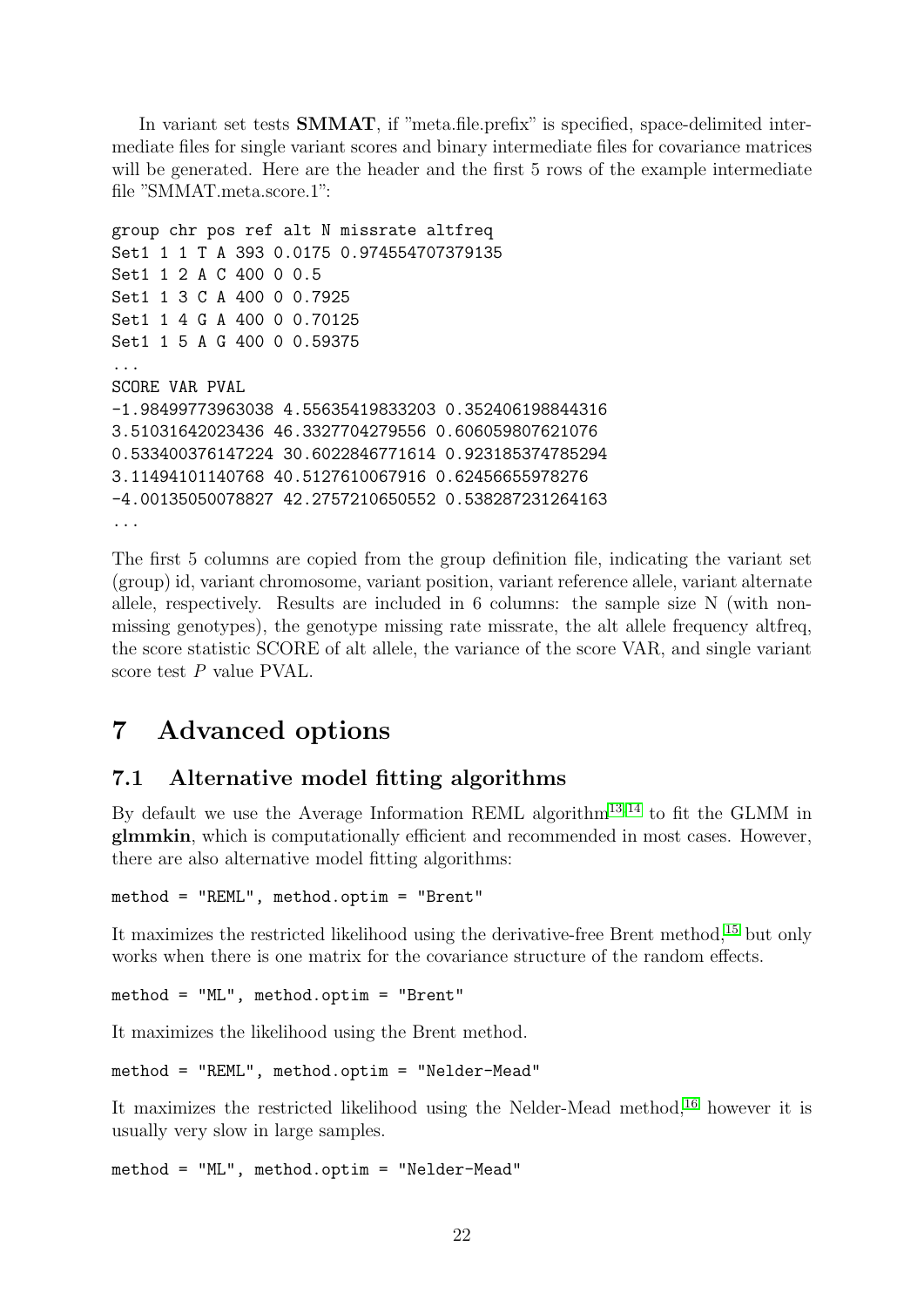In variant set tests **SMMAT**, if "meta.file.prefix" is specified, space-delimited intermediate files for single variant scores and binary intermediate files for covariance matrices will be generated. Here are the header and the first 5 rows of the example intermediate file "SMMAT.meta.score.1":

```
group chr pos ref alt N missrate altfreq
Set1 1 1 T A 393 0.0175 0.974554707379135
Set1 1 2 A C 400 0 0.5
Set1 1 3 C A 400 0 0.7925
Set1 1 4 G A 400 0 0.70125
Set1 1 5 A G 400 0 0.59375
...
SCORE VAR PVAL
-1.98499773963038 4.55635419833203 0.352406198844316
3.51031642023436 46.3327704279556 0.606059807621076
0.533400376147224 30.6022846771614 0.923185374785294
3.11494101140768 40.5127610067916 0.62456655978276
-4.00135050078827 42.2757210650552 0.538287231264163
...
```

The first 5 columns are copied from the group definition file, indicating the variant set (group) id, variant chromosome, variant position, variant reference allele, variant alternate allele, respectively. Results are included in 6 columns: the sample size N (with non-missing genotypes), the genotype missing rate missrate, the alt allele frequency altfreq, the score statistic SCORE of alt allele, the variance of the score VAR, and single variant score test *P* value PVAL.

# 7 Advanced options

## 7.1 Alternative model fitting algorithms

By default we use the Average Information REML algorithm[13,14] to fit the GLMM in **glmmkin**, which is computationally efficient and recommended in most cases. However, there are also alternative model fitting algorithms:

```
method = "REML", method.optim = "Brent"
```

It maximizes the restricted likelihood using the derivative-free Brent method,[15] but only works when there is one matrix for the covariance structure of the random effects.

```
method = "ML", method.optim = "Brent"
```

It maximizes the likelihood using the Brent method.

```
method = "REML", method.optim = "Nelder-Mead"
```

It maximizes the restricted likelihood using the Nelder-Mead method,[16] however it is usually very slow in large samples.

```
method = "ML", method.optim = "Nelder-Mead"
```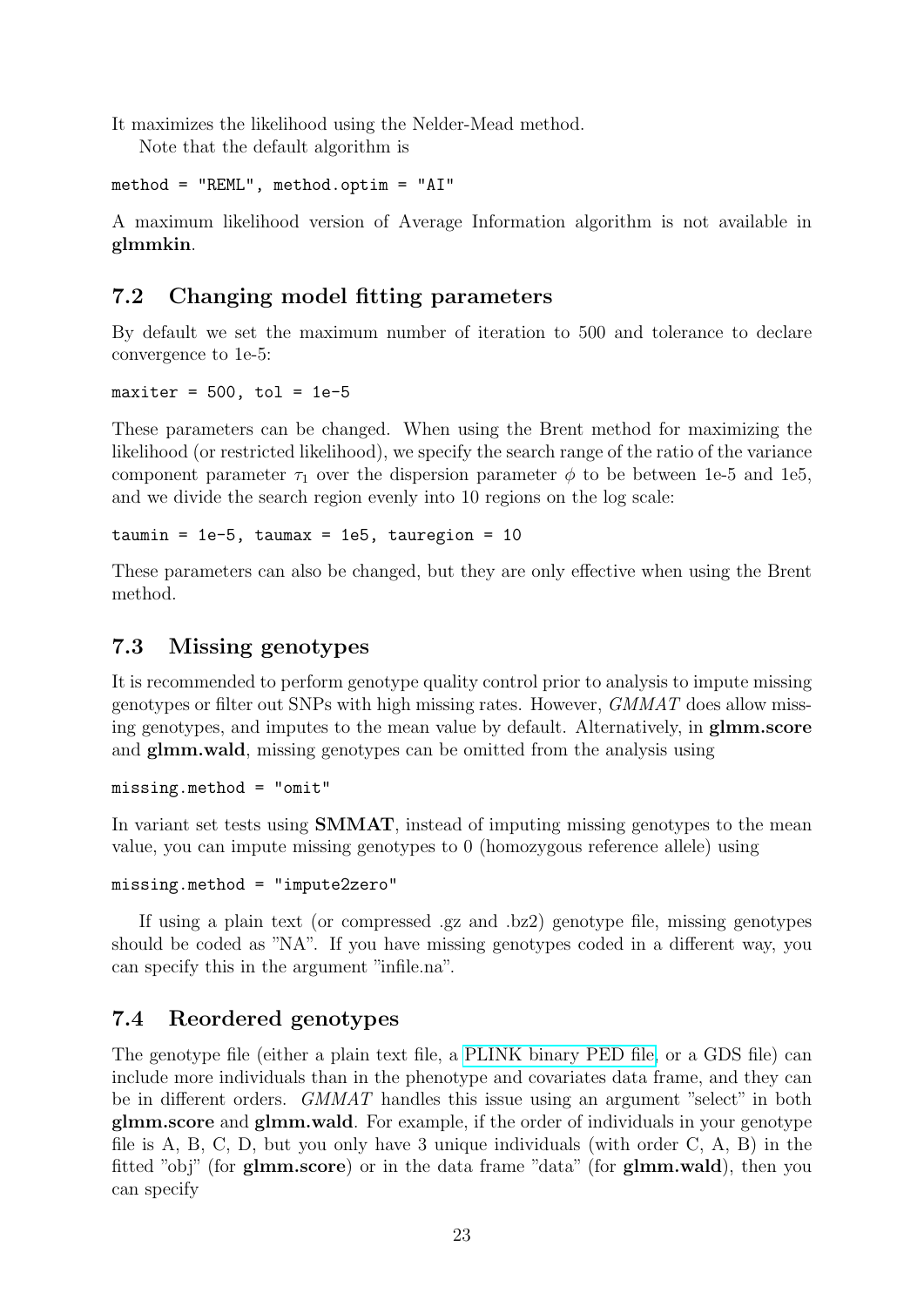It maximizes the likelihood using the Nelder-Mead method.

Note that the default algorithm is

```
method = "REML", method.optim = "AI"
```

A maximum likelihood version of Average Information algorithm is not available in **glmmkin**.

## 7.2 Changing model fitting parameters

By default we set the maximum number of iteration to 500 and tolerance to declare convergence to 1e-5:

```
maxiter = 500, tol = 1e-5
```

These parameters can be changed. When using the Brent method for maximizing the likelihood (or restricted likelihood), we specify the search range of the ratio of the variance component parameter $\tau_1$ over the dispersion parameter $\phi$ to be between 1e-5 and 1e5, and we divide the search region evenly into 10 regions on the log scale:

```
taumin = 1e-5, taumax = 1e5, tauregion = 10
```

These parameters can also be changed, but they are only effective when using the Brent method.

## 7.3 Missing genotypes

It is recommended to perform genotype quality control prior to analysis to impute missing genotypes or filter out SNPs with high missing rates. However, *GMMAT* does allow missing genotypes, and imputes to the mean value by default. Alternatively, in **glmm.score** and **glmm.wald**, missing genotypes can be omitted from the analysis using

```
missing.method = "omit"
```

In variant set tests using **SMMAT**, instead of imputing missing genotypes to the mean value, you can impute missing genotypes to 0 (homozygous reference allele) using

```
missing.method = "impute2zero"
```

If using a plain text (or compressed .gz and .bz2) genotype file, missing genotypes should be coded as "NA". If you have missing genotypes coded in a different way, you can specify this in the argument "infile.na".

## 7.4 Reordered genotypes

The genotype file (either a plain text file, a PLINK binary PED file, or a GDS file) can include more individuals than in the phenotype and covariates data frame, and they can be in different orders. *GMMAT* handles this issue using an argument "select" in both **glmm.score** and **glmm.wald**. For example, if the order of individuals in your genotype file is A, B, C, D, but you only have 3 unique individuals (with order C, A, B) in the fitted "obj" (for **glmm.score**) or in the data frame "data" (for **glmm.wald**), then you can specify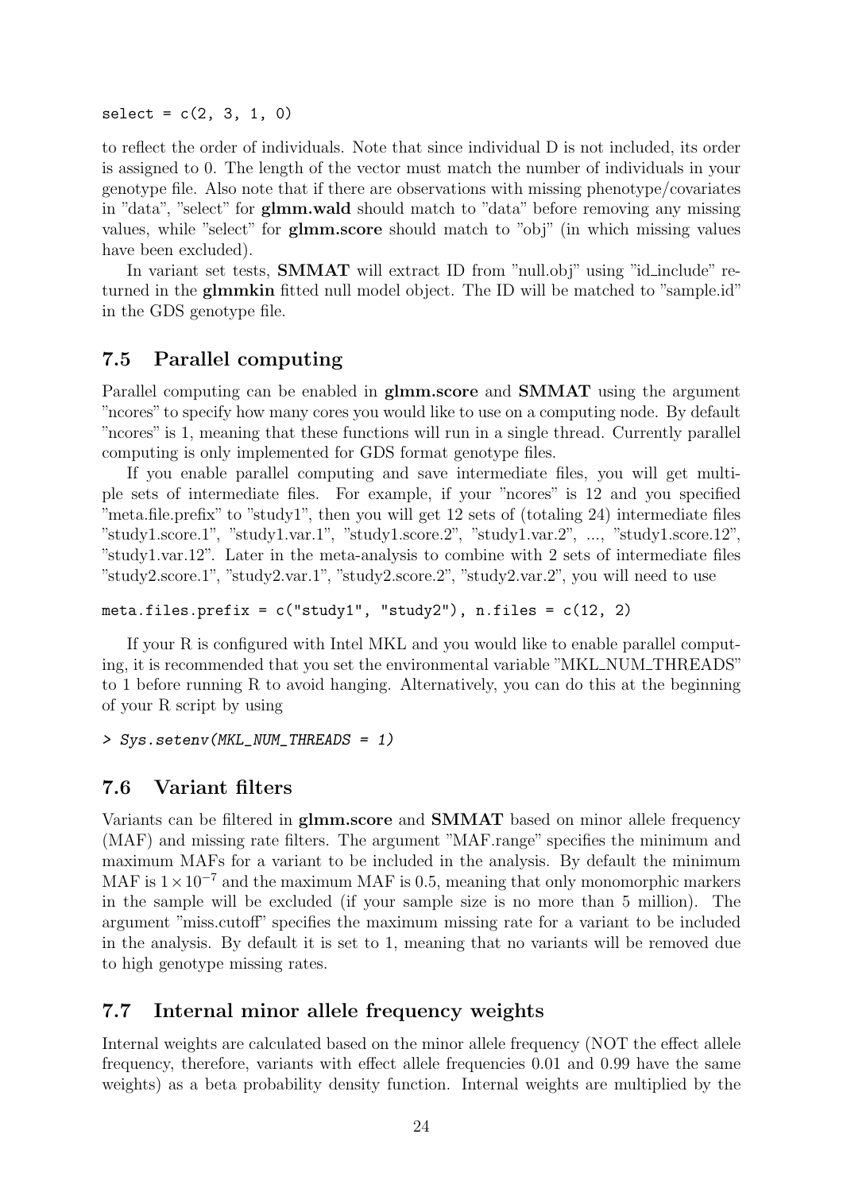```
select = c(2, 3, 1, 0)
```

to reflect the order of individuals. Note that since individual D is not included, its order is assigned to 0. The length of the vector must match the number of individuals in your genotype file. Also note that if there are observations with missing phenotype/covariates in "data", "select" for **glmm.wald** should match to "data" before removing any missing values, while "select" for **glmm.score** should match to "obj" (in which missing values have been excluded).

In variant set tests, **SMMAT** will extract ID from "null.obj" using "id_include" returned in the **glmmkin** fitted null model object. The ID will be matched to "sample.id" in the GDS genotype file.

## 7.5 Parallel computing

Parallel computing can be enabled in **glmm.score** and **SMMAT** using the argument "ncores" to specify how many cores you would like to use on a computing node. By default "ncores" is 1, meaning that these functions will run in a single thread. Currently parallel computing is only implemented for GDS format genotype files.

If you enable parallel computing and save intermediate files, you will get multiple sets of intermediate files. For example, if your "ncores" is 12 and you specified "meta.file.prefix" to "study1", then you will get 12 sets of (totaling 24) intermediate files "study1.score.1", "study1.var.1", "study1.score.2", "study1.var.2", ..., "study1.score.12", "study1.var.12". Later in the meta-analysis to combine with 2 sets of intermediate files "study2.score.1", "study2.var.1", "study2.score.2", "study2.var.2", you will need to use

```
meta.files.prefix = c("study1", "study2"), n.files = c(12, 2)
```

If your R is configured with Intel MKL and you would like to enable parallel computing, it is recommended that you set the environmental variable "MKL_NUM_THREADS" to 1 before running R to avoid hanging. Alternatively, you can do this at the beginning of your R script by using

```
> Sys.setenv(MKL_NUM_THREADS = 1)
```

## 7.6 Variant filters

Variants can be filtered in **glmm.score** and **SMMAT** based on minor allele frequency (MAF) and missing rate filters. The argument "MAF.range" specifies the minimum and maximum MAFs for a variant to be included in the analysis. By default the minimum MAF is $1 \times 10^{-7}$ and the maximum MAF is 0.5, meaning that only monomorphic markers in the sample will be excluded (if your sample size is no more than 5 million). The argument "miss.cutoff" specifies the maximum missing rate for a variant to be included in the analysis. By default it is set to 1, meaning that no variants will be removed due to high genotype missing rates.

## 7.7 Internal minor allele frequency weights

Internal weights are calculated based on the minor allele frequency (NOT the effect allele frequency, therefore, variants with effect allele frequencies 0.01 and 0.99 have the same weights) as a beta probability density function. Internal weights are multiplied by the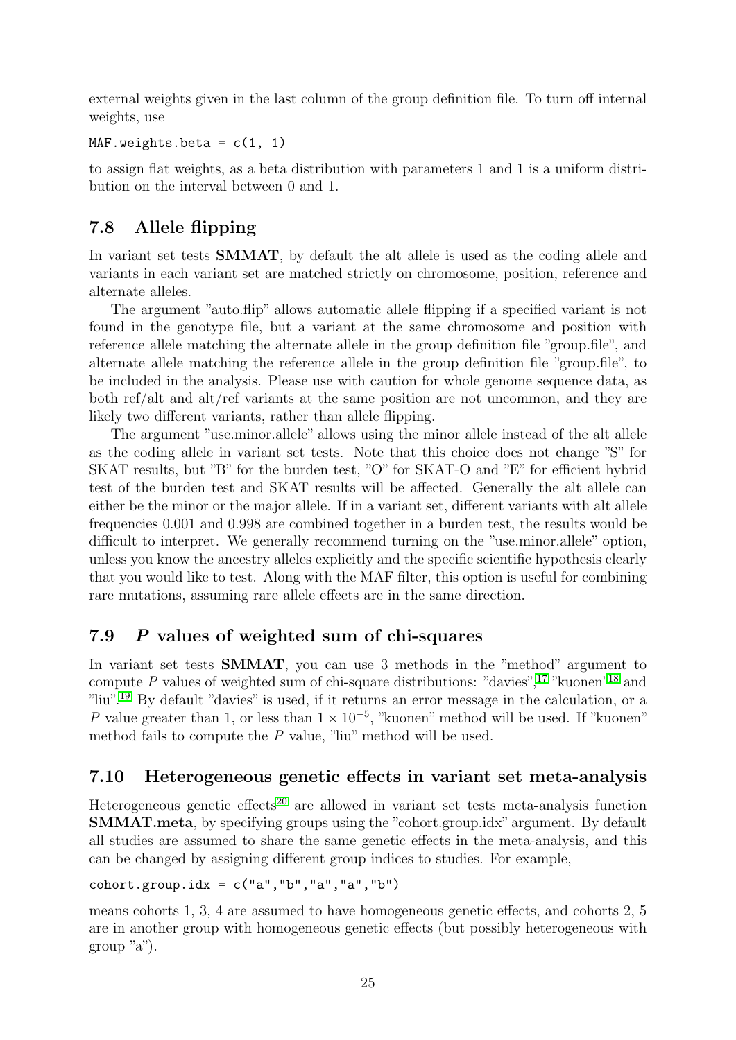external weights given in the last column of the group definition file. To turn off internal weights, use

```
MAF.weights.beta = c(1, 1)
```

to assign flat weights, as a beta distribution with parameters 1 and 1 is a uniform distribution on the interval between 0 and 1.

## 7.8 Allele flipping

In variant set tests **SMMAT**, by default the alt allele is used as the coding allele and variants in each variant set are matched strictly on chromosome, position, reference and alternate alleles.

The argument "auto.flip" allows automatic allele flipping if a specified variant is not found in the genotype file, but a variant at the same chromosome and position with reference allele matching the alternate allele in the group definition file "group.file", and alternate allele matching the reference allele in the group definition file "group.file", to be included in the analysis. Please use with caution for whole genome sequence data, as both ref/alt and alt/ref variants at the same position are not uncommon, and they are likely two different variants, rather than allele flipping.

The argument "use.minor.allele" allows using the minor allele instead of the alt allele as the coding allele in variant set tests. Note that this choice does not change "S" for SKAT results, but "B" for the burden test, "O" for SKAT-O and "E" for efficient hybrid test of the burden test and SKAT results will be affected. Generally the alt allele can either be the minor or the major allele. If in a variant set, different variants with alt allele frequencies 0.001 and 0.998 are combined together in a burden test, the results would be difficult to interpret. We generally recommend turning on the "use.minor.allele" option, unless you know the ancestry alleles explicitly and the specific scientific hypothesis clearly that you would like to test. Along with the MAF filter, this option is useful for combining rare mutations, assuming rare allele effects are in the same direction.

## 7.9 *P* values of weighted sum of chi-squares

In variant set tests **SMMAT**, you can use 3 methods in the "method" argument to compute $P$ values of weighted sum of chi-square distributions: "davies",[17] "kuonen"[18] and "liu".[19] By default "davies" is used, if it returns an error message in the calculation, or a $P$ value greater than 1, or less than $1 \times 10^{-5}$, "kuonen" method will be used. If "kuonen" method fails to compute the $P$ value, "liu" method will be used.

## 7.10 Heterogeneous genetic effects in variant set meta-analysis

Heterogeneous genetic effects[20] are allowed in variant set tests meta-analysis function **SMMAT.meta**, by specifying groups using the "cohort.group.idx" argument. By default all studies are assumed to share the same genetic effects in the meta-analysis, and this can be changed by assigning different group indices to studies. For example,

```
cohort.group.idx = c("a","b","a","a","b")
```

means cohorts 1, 3, 4 are assumed to have homogeneous genetic effects, and cohorts 2, 5 are in another group with homogeneous genetic effects (but possibly heterogeneous with group "a").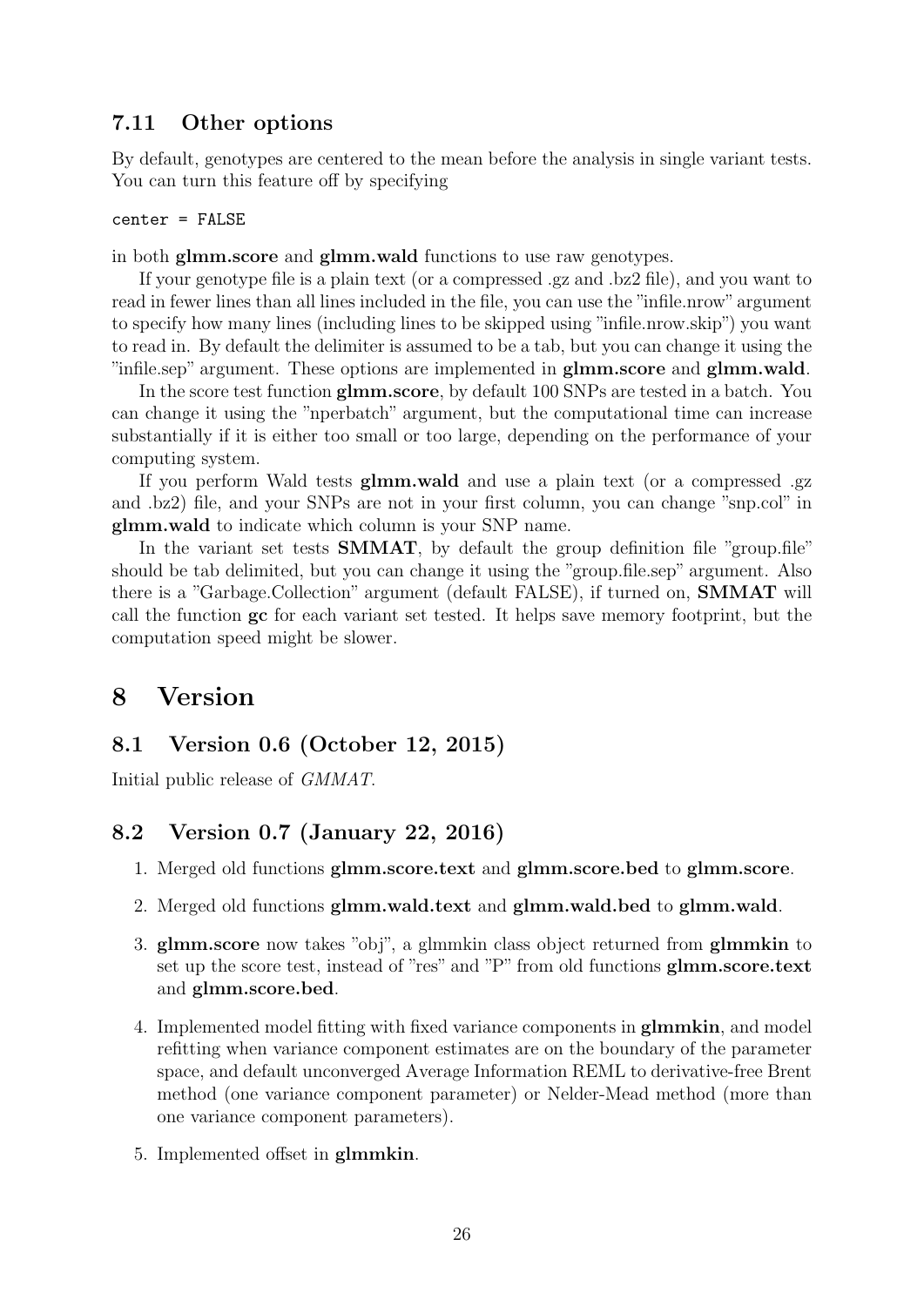### 7.11 Other options

By default, genotypes are centered to the mean before the analysis in single variant tests. You can turn this feature off by specifying

```
center = FALSE
```

in both **glmm.score** and **glmm.wald** functions to use raw genotypes.

If your genotype file is a plain text (or a compressed .gz and .bz2 file), and you want to read in fewer lines than all lines included in the file, you can use the "infile.nrow" argument to specify how many lines (including lines to be skipped using "infile.nrow.skip") you want to read in. By default the delimiter is assumed to be a tab, but you can change it using the "infile.sep" argument. These options are implemented in **glmm.score** and **glmm.wald**.

In the score test function **glmm.score**, by default 100 SNPs are tested in a batch. You can change it using the "nperbatch" argument, but the computational time can increase substantially if it is either too small or too large, depending on the performance of your computing system.

If you perform Wald tests **glmm.wald** and use a plain text (or a compressed .gz and .bz2) file, and your SNPs are not in your first column, you can change "snp.col" in **glmm.wald** to indicate which column is your SNP name.

In the variant set tests **SMMAT**, by default the group definition file "group.file" should be tab delimited, but you can change it using the "group.file.sep" argument. Also there is a "Garbage.Collection" argument (default FALSE), if turned on, **SMMAT** will call the function **gc** for each variant set tested. It helps save memory footprint, but the computation speed might be slower.

# 8 Version

## 8.1 Version 0.6 (October 12, 2015)

Initial public release of *GMMAT*.

## 8.2 Version 0.7 (January 22, 2016)

1. Merged old functions **glmm.score.text** and **glmm.score.bed** to **glmm.score**.

2. Merged old functions **glmm.wald.text** and **glmm.wald.bed** to **glmm.wald**.

3. **glmm.score** now takes "obj", a glmmkin class object returned from **glmmkin** to set up the score test, instead of "res" and "P" from old functions **glmm.score.text** and **glmm.score.bed**.

4. Implemented model fitting with fixed variance components in **glmmkin**, and model refitting when variance component estimates are on the boundary of the parameter space, and default unconverged Average Information REML to derivative-free Brent method (one variance component parameter) or Nelder-Mead method (more than one variance component parameters).

5. Implemented offset in **glmmkin**.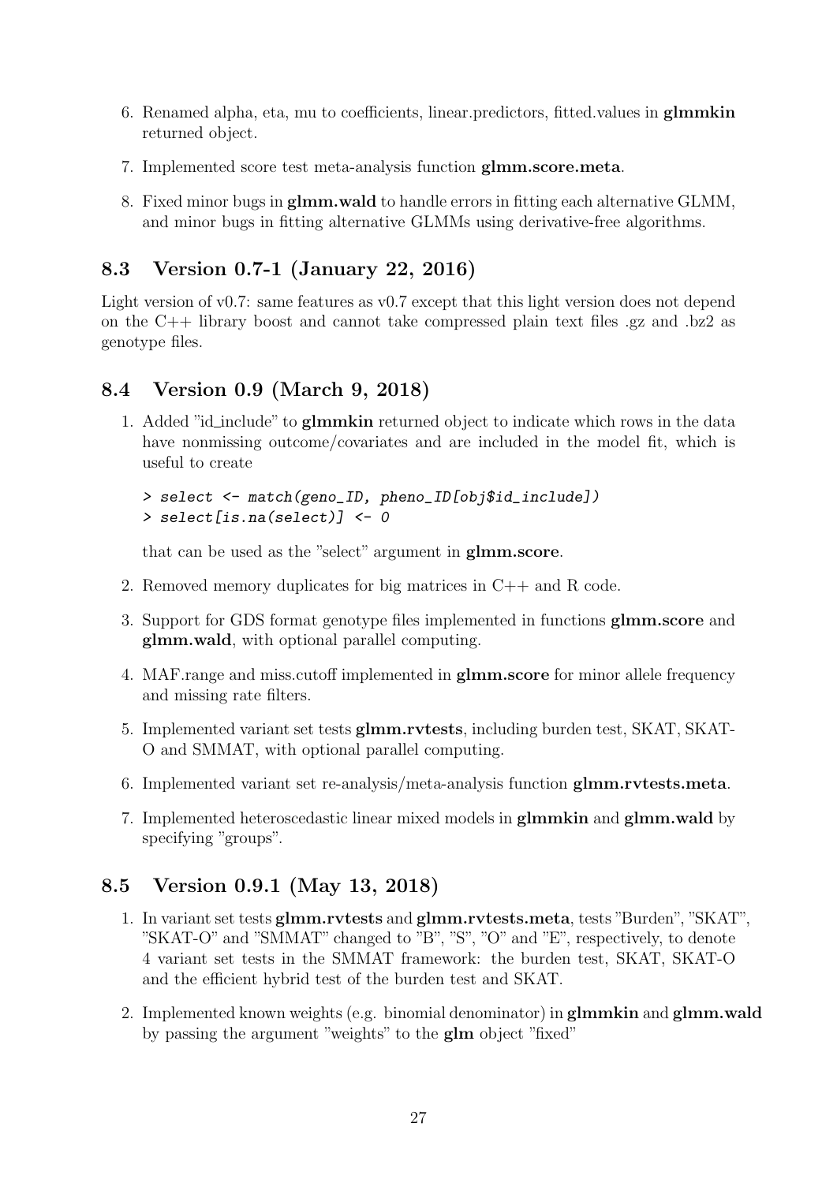6. Renamed alpha, eta, mu to coefficients, linear.predictors, fitted.values in **glmmkin** returned object.

7. Implemented score test meta-analysis function **glmm.score.meta**.

8. Fixed minor bugs in **glmm.wald** to handle errors in fitting each alternative GLMM, and minor bugs in fitting alternative GLMMs using derivative-free algorithms.

## 8.3 Version 0.7-1 (January 22, 2016)

Light version of v0.7: same features as v0.7 except that this light version does not depend on the C++ library boost and cannot take compressed plain text files .gz and .bz2 as genotype files.

## 8.4 Version 0.9 (March 9, 2018)

1. Added "id_include" to **glmmkin** returned object to indicate which rows in the data have nonmissing outcome/covariates and are included in the model fit, which is useful to create

   ```
   > select <- match(geno_ID, pheno_ID[obj$id_include])
   > select[is.na(select)] <- 0
   ```

   that can be used as the "select" argument in **glmm.score**.

2. Removed memory duplicates for big matrices in C++ and R code.

3. Support for GDS format genotype files implemented in functions **glmm.score** and **glmm.wald**, with optional parallel computing.

4. MAF.range and miss.cutoff implemented in **glmm.score** for minor allele frequency and missing rate filters.

5. Implemented variant set tests **glmm.rvtests**, including burden test, SKAT, SKAT-O and SMMAT, with optional parallel computing.

6. Implemented variant set re-analysis/meta-analysis function **glmm.rvtests.meta**.

7. Implemented heteroscedastic linear mixed models in **glmmkin** and **glmm.wald** by specifying "groups".

## 8.5 Version 0.9.1 (May 13, 2018)

1. In variant set tests **glmm.rvtests** and **glmm.rvtests.meta**, tests "Burden", "SKAT", "SKAT-O" and "SMMAT" changed to "B", "S", "O" and "E", respectively, to denote 4 variant set tests in the SMMAT framework: the burden test, SKAT, SKAT-O and the efficient hybrid test of the burden test and SKAT.

2. Implemented known weights (e.g. binomial denominator) in **glmmkin** and **glmm.wald** by passing the argument "weights" to the **glm** object "fixed"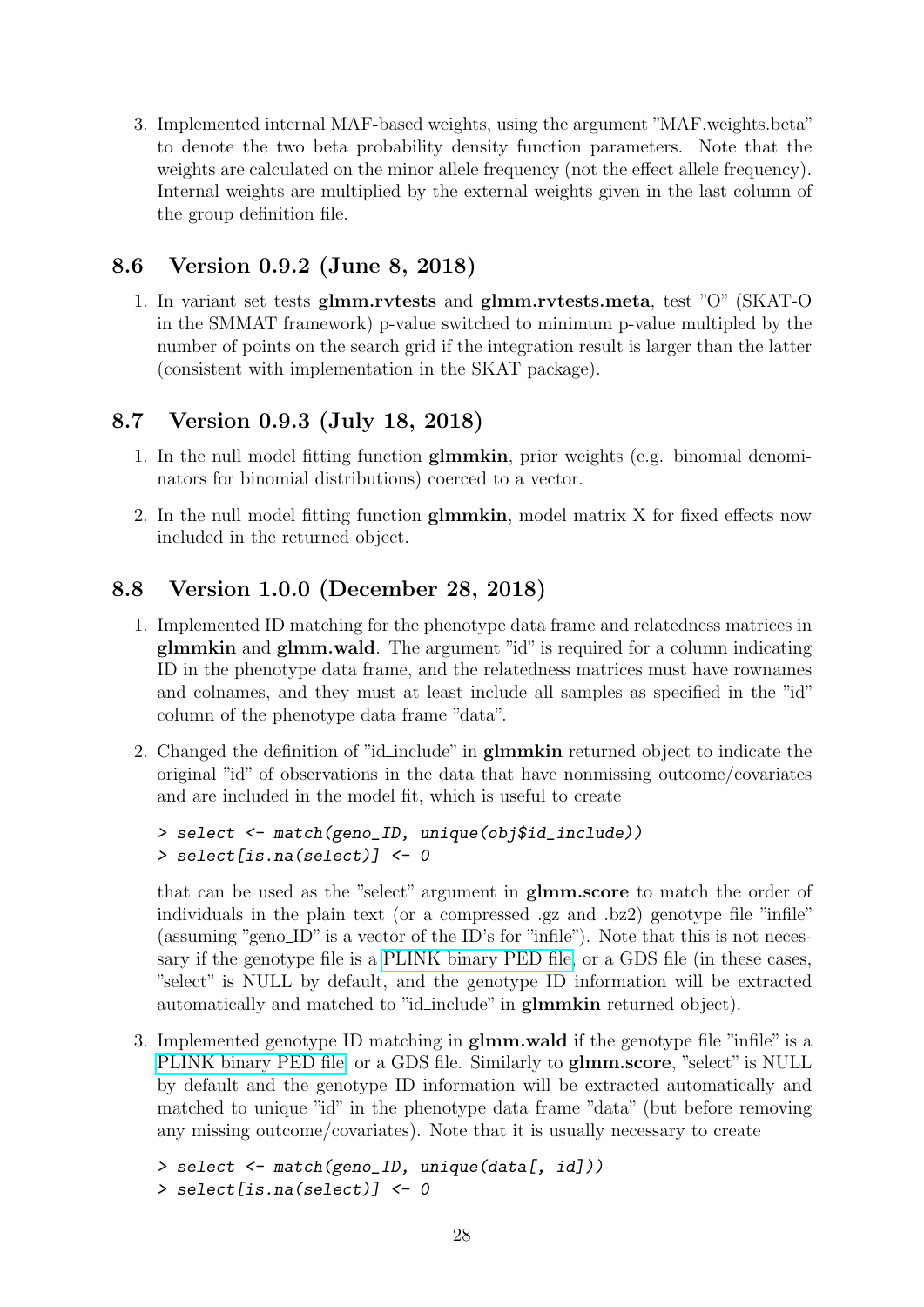3. Implemented internal MAF-based weights, using the argument "MAF.weights.beta" to denote the two beta probability density function parameters. Note that the weights are calculated on the minor allele frequency (not the effect allele frequency). Internal weights are multiplied by the external weights given in the last column of the group definition file.

## 8.6 Version 0.9.2 (June 8, 2018)

1. In variant set tests **glmm.rvtests** and **glmm.rvtests.meta**, test "O" (SKAT-O in the SMMAT framework) p-value switched to minimum p-value multipled by the number of points on the search grid if the integration result is larger than the latter (consistent with implementation in the SKAT package).

## 8.7 Version 0.9.3 (July 18, 2018)

1. In the null model fitting function **glmmkin**, prior weights (e.g. binomial denominators for binomial distributions) coerced to a vector.
2. In the null model fitting function **glmmkin**, model matrix X for fixed effects now included in the returned object.

## 8.8 Version 1.0.0 (December 28, 2018)

1. Implemented ID matching for the phenotype data frame and relatedness matrices in **glmmkin** and **glmm.wald**. The argument "id" is required for a column indicating ID in the phenotype data frame, and the relatedness matrices must have rownames and colnames, and they must at least include all samples as specified in the "id" column of the phenotype data frame "data".
2. Changed the definition of "id_include" in **glmmkin** returned object to indicate the original "id" of observations in the data that have nonmissing outcome/covariates and are included in the model fit, which is useful to create

   ```
   > select <- match(geno_ID, unique(obj$id_include))
   > select[is.na(select)] <- 0
   ```

   that can be used as the "select" argument in **glmm.score** to match the order of individuals in the plain text (or a compressed .gz and .bz2) genotype file "infile" (assuming "geno_ID" is a vector of the ID's for "infile"). Note that this is not necessary if the genotype file is a PLINK binary PED file, or a GDS file (in these cases, "select" is NULL by default, and the genotype ID information will be extracted automatically and matched to "id_include" in **glmmkin** returned object).
3. Implemented genotype ID matching in **glmm.wald** if the genotype file "infile" is a PLINK binary PED file, or a GDS file. Similarly to **glmm.score**, "select" is NULL by default and the genotype ID information will be extracted automatically and matched to unique "id" in the phenotype data frame "data" (but before removing any missing outcome/covariates). Note that it is usually necessary to create

   ```
   > select <- match(geno_ID, unique(data[, id]))
   > select[is.na(select)] <- 0
   ```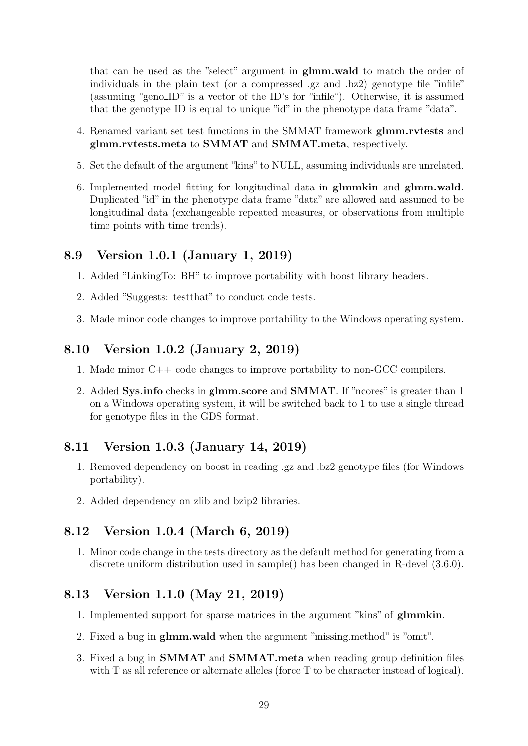that can be used as the "select" argument in **glmm.wald** to match the order of individuals in the plain text (or a compressed .gz and .bz2) genotype file "infile" (assuming "geno_ID" is a vector of the ID's for "infile"). Otherwise, it is assumed that the genotype ID is equal to unique "id" in the phenotype data frame "data".

4. Renamed variant set test functions in the SMMAT framework **glmm.rvtests** and **glmm.rvtests.meta** to **SMMAT** and **SMMAT.meta**, respectively.

5. Set the default of the argument "kins" to NULL, assuming individuals are unrelated.

6. Implemented model fitting for longitudinal data in **glmmkin** and **glmm.wald**. Duplicated "id" in the phenotype data frame "data" are allowed and assumed to be longitudinal data (exchangeable repeated measures, or observations from multiple time points with time trends).

## 8.9 Version 1.0.1 (January 1, 2019)

1. Added "LinkingTo: BH" to improve portability with boost library headers.
2. Added "Suggests: testthat" to conduct code tests.
3. Made minor code changes to improve portability to the Windows operating system.

## 8.10 Version 1.0.2 (January 2, 2019)

1. Made minor C++ code changes to improve portability to non-GCC compilers.
2. Added **Sys.info** checks in **glmm.score** and **SMMAT**. If "ncores" is greater than 1 on a Windows operating system, it will be switched back to 1 to use a single thread for genotype files in the GDS format.

## 8.11 Version 1.0.3 (January 14, 2019)

1. Removed dependency on boost in reading .gz and .bz2 genotype files (for Windows portability).
2. Added dependency on zlib and bzip2 libraries.

## 8.12 Version 1.0.4 (March 6, 2019)

1. Minor code change in the tests directory as the default method for generating from a discrete uniform distribution used in sample() has been changed in R-devel (3.6.0).

## 8.13 Version 1.1.0 (May 21, 2019)

1. Implemented support for sparse matrices in the argument "kins" of **glmmkin**.
2. Fixed a bug in **glmm.wald** when the argument "missing.method" is "omit".
3. Fixed a bug in **SMMAT** and **SMMAT.meta** when reading group definition files with T as all reference or alternate alleles (force T to be character instead of logical).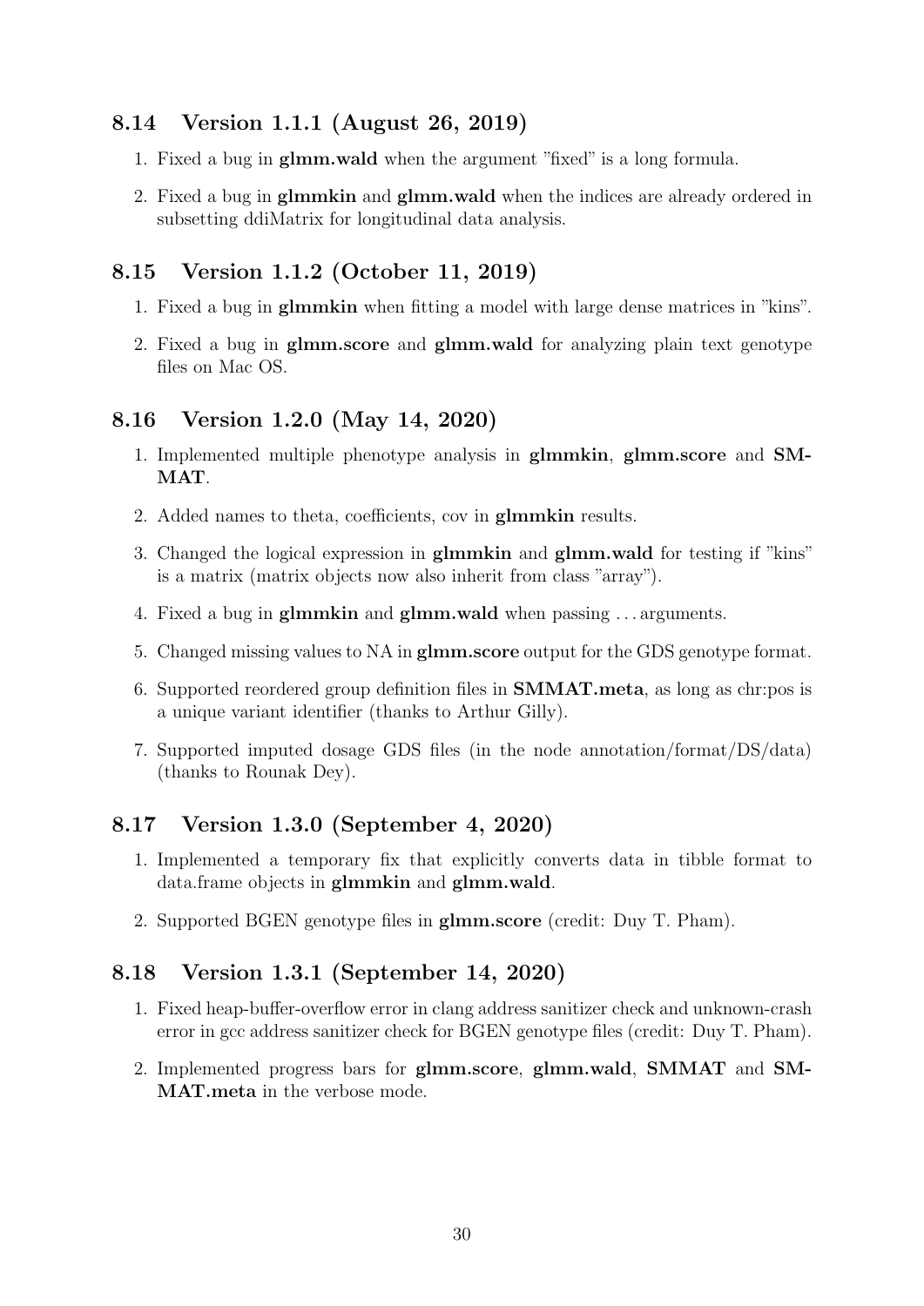### 8.14 Version 1.1.1 (August 26, 2019)

1. Fixed a bug in **glmm.wald** when the argument "fixed" is a long formula.
2. Fixed a bug in **glmmkin** and **glmm.wald** when the indices are already ordered in subsetting ddiMatrix for longitudinal data analysis.

### 8.15 Version 1.1.2 (October 11, 2019)

1. Fixed a bug in **glmmkin** when fitting a model with large dense matrices in "kins".
2. Fixed a bug in **glmm.score** and **glmm.wald** for analyzing plain text genotype files on Mac OS.

### 8.16 Version 1.2.0 (May 14, 2020)

1. Implemented multiple phenotype analysis in **glmmkin**, **glmm.score** and **SMMAT**.
2. Added names to theta, coefficients, cov in **glmmkin** results.
3. Changed the logical expression in **glmmkin** and **glmm.wald** for testing if "kins" is a matrix (matrix objects now also inherit from class "array").
4. Fixed a bug in **glmmkin** and **glmm.wald** when passing ... arguments.
5. Changed missing values to NA in **glmm.score** output for the GDS genotype format.
6. Supported reordered group definition files in **SMMAT.meta**, as long as chr:pos is a unique variant identifier (thanks to Arthur Gilly).
7. Supported imputed dosage GDS files (in the node annotation/format/DS/data) (thanks to Rounak Dey).

### 8.17 Version 1.3.0 (September 4, 2020)

1. Implemented a temporary fix that explicitly converts data in tibble format to data.frame objects in **glmmkin** and **glmm.wald**.
2. Supported BGEN genotype files in **glmm.score** (credit: Duy T. Pham).

### 8.18 Version 1.3.1 (September 14, 2020)

1. Fixed heap-buffer-overflow error in clang address sanitizer check and unknown-crash error in gcc address sanitizer check for BGEN genotype files (credit: Duy T. Pham).
2. Implemented progress bars for **glmm.score**, **glmm.wald**, **SMMAT** and **SMMAT.meta** in the verbose mode.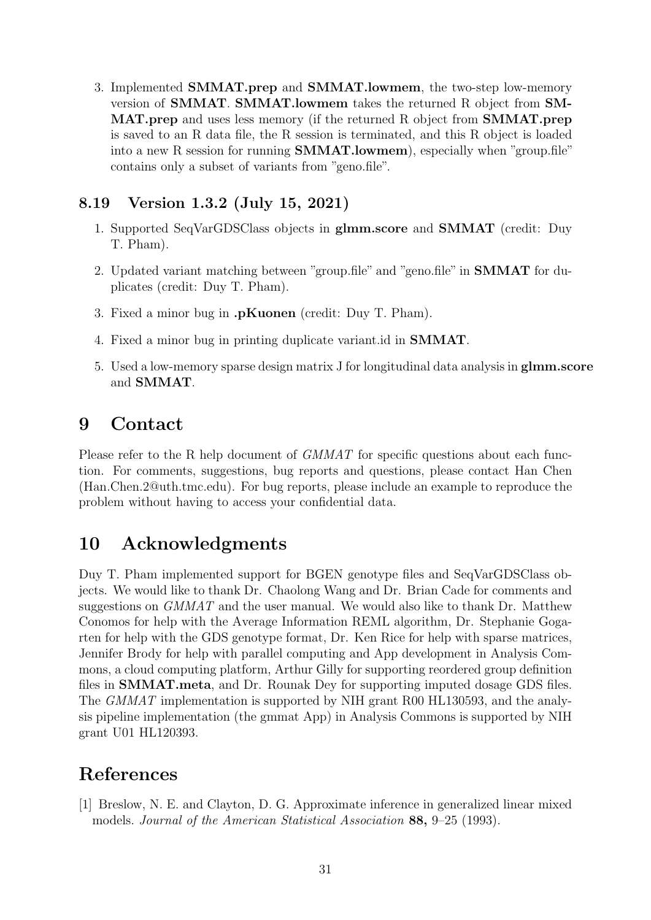3. Implemented **SMMAT.prep** and **SMMAT.lowmem**, the two-step low-memory version of **SMMAT**. **SMMAT.lowmem** takes the returned R object from **SMMAT.prep** and uses less memory (if the returned R object from **SMMAT.prep** is saved to an R data file, the R session is terminated, and this R object is loaded into a new R session for running **SMMAT.lowmem**), especially when "group.file" contains only a subset of variants from "geno.file".

### 8.19 Version 1.3.2 (July 15, 2021)

1. Supported SeqVarGDSClass objects in **glmm.score** and **SMMAT** (credit: Duy T. Pham).

2. Updated variant matching between "group.file" and "geno.file" in **SMMAT** for duplicates (credit: Duy T. Pham).

3. Fixed a minor bug in **.pKuonen** (credit: Duy T. Pham).

4. Fixed a minor bug in printing duplicate variant.id in **SMMAT**.

5. Used a low-memory sparse design matrix J for longitudinal data analysis in **glmm.score** and **SMMAT**.

## 9 Contact

Please refer to the R help document of *GMMAT* for specific questions about each function. For comments, suggestions, bug reports and questions, please contact Han Chen (Han.Chen.2@uth.tmc.edu). For bug reports, please include an example to reproduce the problem without having to access your confidential data.

## 10 Acknowledgments

Duy T. Pham implemented support for BGEN genotype files and SeqVarGDSClass objects. We would like to thank Dr. Chaolong Wang and Dr. Brian Cade for comments and suggestions on *GMMAT* and the user manual. We would also like to thank Dr. Matthew Conomos for help with the Average Information REML algorithm, Dr. Stephanie Gogarten for help with the GDS genotype format, Dr. Ken Rice for help with sparse matrices, Jennifer Brody for help with parallel computing and App development in Analysis Commons, a cloud computing platform, Arthur Gilly for supporting reordered group definition files in **SMMAT.meta**, and Dr. Rounak Dey for supporting imputed dosage GDS files. The *GMMAT* implementation is supported by NIH grant R00 HL130593, and the analysis pipeline implementation (the gmmat App) in Analysis Commons is supported by NIH grant U01 HL120393.

## References

[1] Breslow, N. E. and Clayton, D. G. Approximate inference in generalized linear mixed models. *Journal of the American Statistical Association* **88,** 9–25 (1993).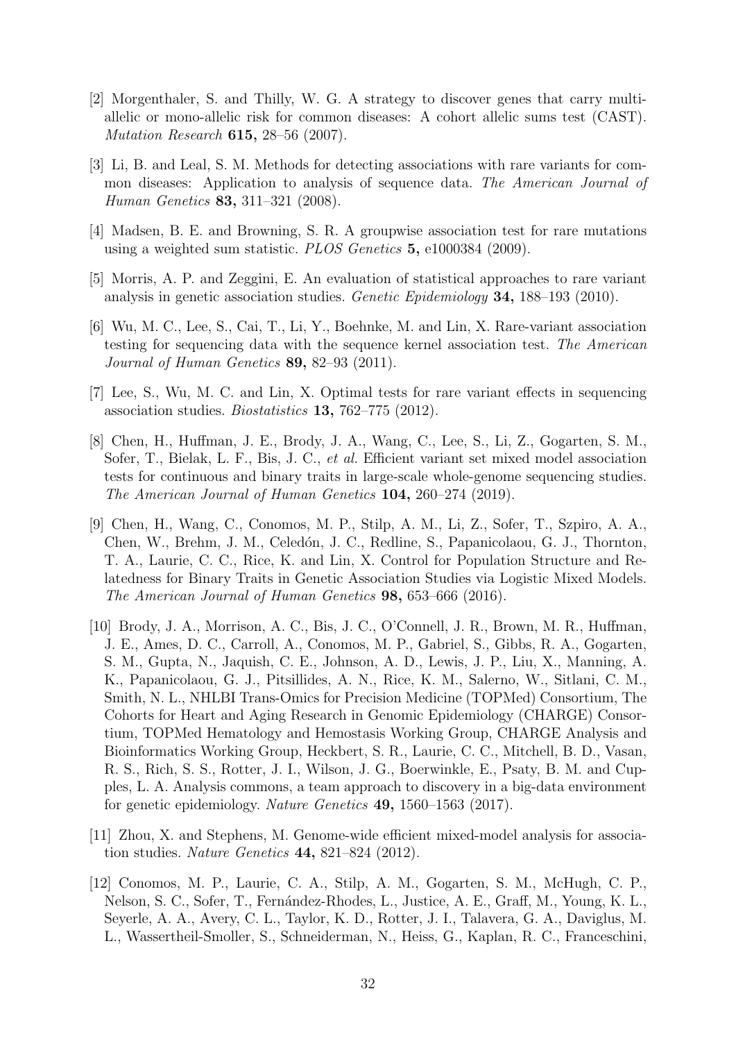[2] Morgenthaler, S. and Thilly, W. G. A strategy to discover genes that carry multi-allelic or mono-allelic risk for common diseases: A cohort allelic sums test (CAST). *Mutation Research* **615,** 28–56 (2007).

[3] Li, B. and Leal, S. M. Methods for detecting associations with rare variants for common diseases: Application to analysis of sequence data. *The American Journal of Human Genetics* **83,** 311–321 (2008).

[4] Madsen, B. E. and Browning, S. R. A groupwise association test for rare mutations using a weighted sum statistic. *PLOS Genetics* **5,** e1000384 (2009).

[5] Morris, A. P. and Zeggini, E. An evaluation of statistical approaches to rare variant analysis in genetic association studies. *Genetic Epidemiology* **34,** 188–193 (2010).

[6] Wu, M. C., Lee, S., Cai, T., Li, Y., Boehnke, M. and Lin, X. Rare-variant association testing for sequencing data with the sequence kernel association test. *The American Journal of Human Genetics* **89,** 82–93 (2011).

[7] Lee, S., Wu, M. C. and Lin, X. Optimal tests for rare variant effects in sequencing association studies. *Biostatistics* **13,** 762–775 (2012).

[8] Chen, H., Huffman, J. E., Brody, J. A., Wang, C., Lee, S., Li, Z., Gogarten, S. M., Sofer, T., Bielak, L. F., Bis, J. C., *et al.* Efficient variant set mixed model association tests for continuous and binary traits in large-scale whole-genome sequencing studies. *The American Journal of Human Genetics* **104,** 260–274 (2019).

[9] Chen, H., Wang, C., Conomos, M. P., Stilp, A. M., Li, Z., Sofer, T., Szpiro, A. A., Chen, W., Brehm, J. M., Celedón, J. C., Redline, S., Papanicolaou, G. J., Thornton, T. A., Laurie, C. C., Rice, K. and Lin, X. Control for Population Structure and Relatedness for Binary Traits in Genetic Association Studies via Logistic Mixed Models. *The American Journal of Human Genetics* **98,** 653–666 (2016).

[10] Brody, J. A., Morrison, A. C., Bis, J. C., O'Connell, J. R., Brown, M. R., Huffman, J. E., Ames, D. C., Carroll, A., Conomos, M. P., Gabriel, S., Gibbs, R. A., Gogarten, S. M., Gupta, N., Jaquish, C. E., Johnson, A. D., Lewis, J. P., Liu, X., Manning, A. K., Papanicolaou, G. J., Pitsillides, A. N., Rice, K. M., Salerno, W., Sitlani, C. M., Smith, N. L., NHLBI Trans-Omics for Precision Medicine (TOPMed) Consortium, The Cohorts for Heart and Aging Research in Genomic Epidemiology (CHARGE) Consortium, TOPMed Hematology and Hemostasis Working Group, CHARGE Analysis and Bioinformatics Working Group, Heckbert, S. R., Laurie, C. C., Mitchell, B. D., Vasan, R. S., Rich, S. S., Rotter, J. I., Wilson, J. G., Boerwinkle, E., Psaty, B. M. and Cupples, L. A. Analysis commons, a team approach to discovery in a big-data environment for genetic epidemiology. *Nature Genetics* **49,** 1560–1563 (2017).

[11] Zhou, X. and Stephens, M. Genome-wide efficient mixed-model analysis for association studies. *Nature Genetics* **44,** 821–824 (2012).

[12] Conomos, M. P., Laurie, C. A., Stilp, A. M., Gogarten, S. M., McHugh, C. P., Nelson, S. C., Sofer, T., Fernández-Rhodes, L., Justice, A. E., Graff, M., Young, K. L., Seyerle, A. A., Avery, C. L., Taylor, K. D., Rotter, J. I., Talavera, G. A., Daviglus, M. L., Wassertheil-Smoller, S., Schneiderman, N., Heiss, G., Kaplan, R. C., Franceschini,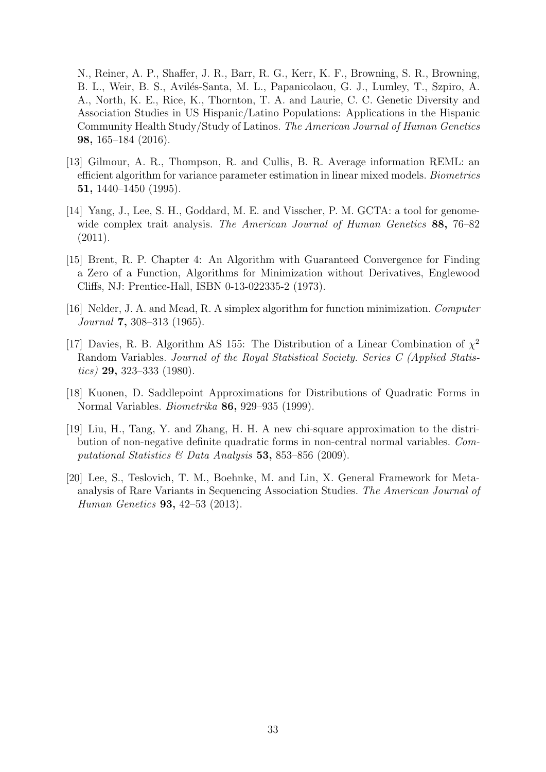N., Reiner, A. P., Shaffer, J. R., Barr, R. G., Kerr, K. F., Browning, S. R., Browning, B. L., Weir, B. S., Avilés-Santa, M. L., Papanicolaou, G. J., Lumley, T., Szpiro, A. A., North, K. E., Rice, K., Thornton, T. A. and Laurie, C. C. Genetic Diversity and Association Studies in US Hispanic/Latino Populations: Applications in the Hispanic Community Health Study/Study of Latinos. *The American Journal of Human Genetics* **98,** 165–184 (2016).

[13] Gilmour, A. R., Thompson, R. and Cullis, B. R. Average information REML: an efficient algorithm for variance parameter estimation in linear mixed models. *Biometrics* **51,** 1440–1450 (1995).

[14] Yang, J., Lee, S. H., Goddard, M. E. and Visscher, P. M. GCTA: a tool for genome-wide complex trait analysis. *The American Journal of Human Genetics* **88,** 76–82 (2011).

[15] Brent, R. P. Chapter 4: An Algorithm with Guaranteed Convergence for Finding a Zero of a Function, Algorithms for Minimization without Derivatives, Englewood Cliffs, NJ: Prentice-Hall, ISBN 0-13-022335-2 (1973).

[16] Nelder, J. A. and Mead, R. A simplex algorithm for function minimization. *Computer Journal* **7,** 308–313 (1965).

[17] Davies, R. B. Algorithm AS 155: The Distribution of a Linear Combination of $\chi^2$ Random Variables. *Journal of the Royal Statistical Society. Series C (Applied Statistics)* **29,** 323–333 (1980).

[18] Kuonen, D. Saddlepoint Approximations for Distributions of Quadratic Forms in Normal Variables. *Biometrika* **86,** 929–935 (1999).

[19] Liu, H., Tang, Y. and Zhang, H. H. A new chi-square approximation to the distribution of non-negative definite quadratic forms in non-central normal variables. *Computational Statistics & Data Analysis* **53,** 853–856 (2009).

[20] Lee, S., Teslovich, T. M., Boehnke, M. and Lin, X. General Framework for Meta-analysis of Rare Variants in Sequencing Association Studies. *The American Journal of Human Genetics* **93,** 42–53 (2013).